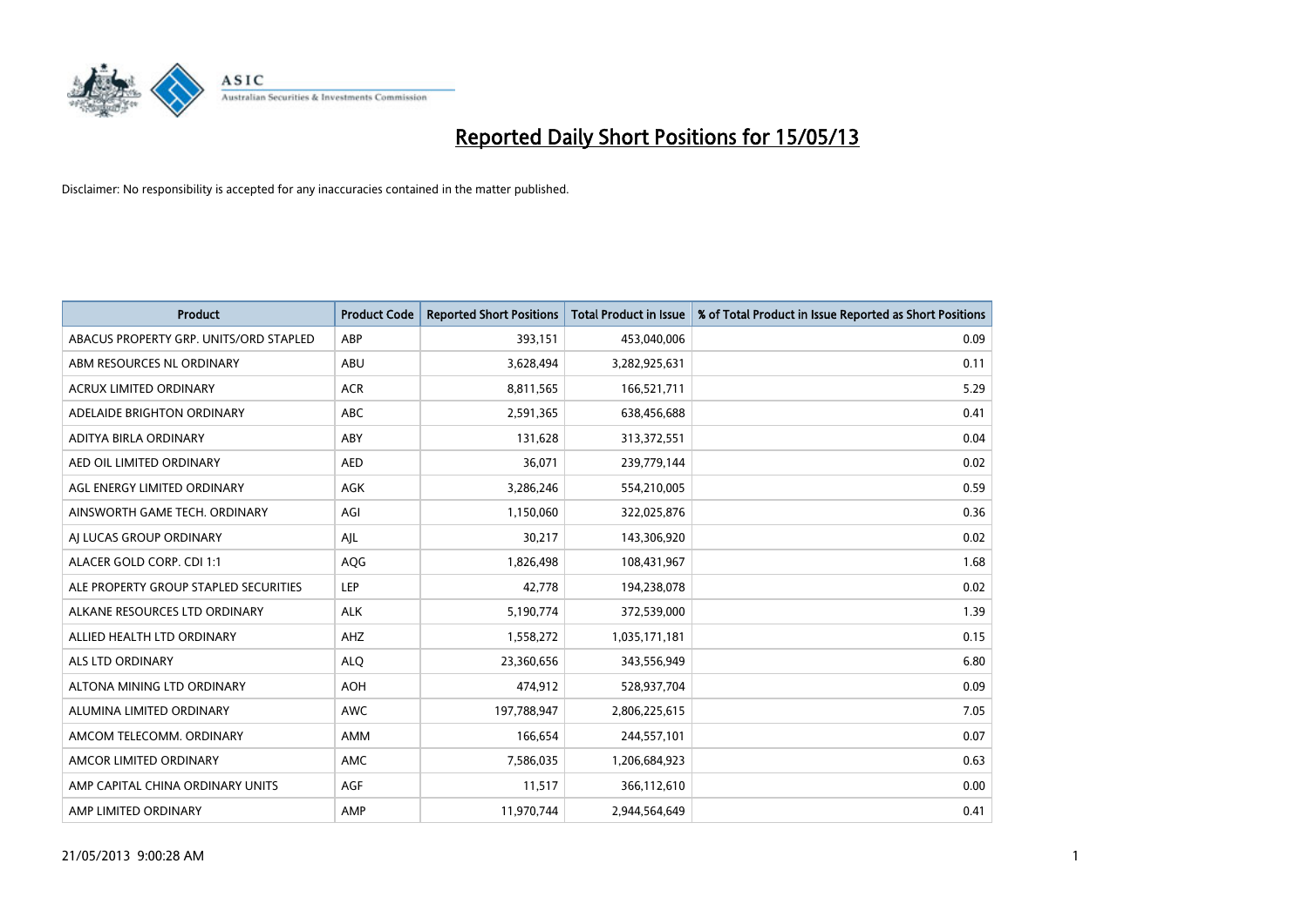# Reported Daily Short Positions for 15/05/13

Disclaimer: No responsibility is accepted for any inaccuracies contained in the matter published.

| Product | Product Code | Reported Short Positions | Total Product in Issue | % of Total Product in Issue Reported as Short Positions |
|---|---|---|---|---|
| ABACUS PROPERTY GRP. UNITS/ORD STAPLED | ABP | 393,151 | 453,040,006 | 0.09 |
| ABM RESOURCES NL ORDINARY | ABU | 3,628,494 | 3,282,925,631 | 0.11 |
| ACRUX LIMITED ORDINARY | ACR | 8,811,565 | 166,521,711 | 5.29 |
| ADELAIDE BRIGHTON ORDINARY | ABC | 2,591,365 | 638,456,688 | 0.41 |
| ADITYA BIRLA ORDINARY | ABY | 131,628 | 313,372,551 | 0.04 |
| AED OIL LIMITED ORDINARY | AED | 36,071 | 239,779,144 | 0.02 |
| AGL ENERGY LIMITED ORDINARY | AGK | 3,286,246 | 554,210,005 | 0.59 |
| AINSWORTH GAME TECH. ORDINARY | AGI | 1,150,060 | 322,025,876 | 0.36 |
| AJ LUCAS GROUP ORDINARY | AJL | 30,217 | 143,306,920 | 0.02 |
| ALACER GOLD CORP. CDI 1:1 | AQG | 1,826,498 | 108,431,967 | 1.68 |
| ALE PROPERTY GROUP STAPLED SECURITIES | LEP | 42,778 | 194,238,078 | 0.02 |
| ALKANE RESOURCES LTD ORDINARY | ALK | 5,190,774 | 372,539,000 | 1.39 |
| ALLIED HEALTH LTD ORDINARY | AHZ | 1,558,272 | 1,035,171,181 | 0.15 |
| ALS LTD ORDINARY | ALQ | 23,360,656 | 343,556,949 | 6.80 |
| ALTONA MINING LTD ORDINARY | AOH | 474,912 | 528,937,704 | 0.09 |
| ALUMINA LIMITED ORDINARY | AWC | 197,788,947 | 2,806,225,615 | 7.05 |
| AMCOM TELECOMM. ORDINARY | AMM | 166,654 | 244,557,101 | 0.07 |
| AMCOR LIMITED ORDINARY | AMC | 7,586,035 | 1,206,684,923 | 0.63 |
| AMP CAPITAL CHINA ORDINARY UNITS | AGF | 11,517 | 366,112,610 | 0.00 |
| AMP LIMITED ORDINARY | AMP | 11,970,744 | 2,944,564,649 | 0.41 |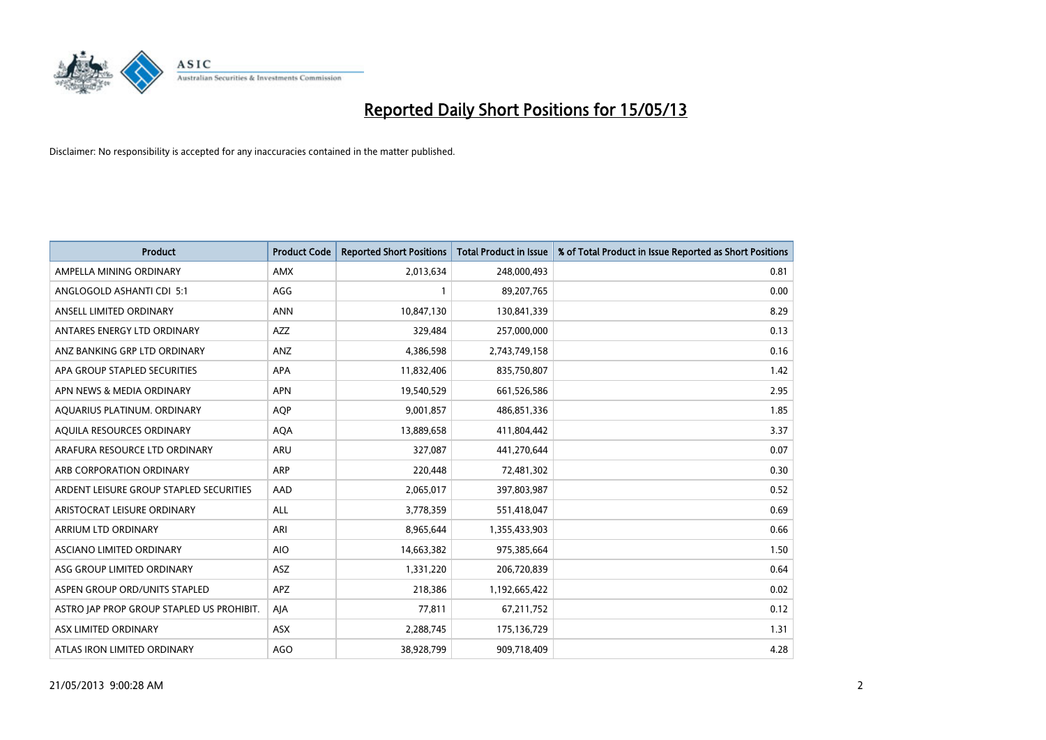# Reported Daily Short Positions for 15/05/13

Disclaimer: No responsibility is accepted for any inaccuracies contained in the matter published.

| Product | Product Code | Reported Short Positions | Total Product in Issue | % of Total Product in Issue Reported as Short Positions |
|---|---|---|---|---|
| AMPELLA MINING ORDINARY | AMX | 2,013,634 | 248,000,493 | 0.81 |
| ANGLOGOLD ASHANTI CDI 5:1 | AGG | 1 | 89,207,765 | 0.00 |
| ANSELL LIMITED ORDINARY | ANN | 10,847,130 | 130,841,339 | 8.29 |
| ANTARES ENERGY LTD ORDINARY | AZZ | 329,484 | 257,000,000 | 0.13 |
| ANZ BANKING GRP LTD ORDINARY | ANZ | 4,386,598 | 2,743,749,158 | 0.16 |
| APA GROUP STAPLED SECURITIES | APA | 11,832,406 | 835,750,807 | 1.42 |
| APN NEWS & MEDIA ORDINARY | APN | 19,540,529 | 661,526,586 | 2.95 |
| AQUARIUS PLATINUM. ORDINARY | AQP | 9,001,857 | 486,851,336 | 1.85 |
| AQUILA RESOURCES ORDINARY | AQA | 13,889,658 | 411,804,442 | 3.37 |
| ARAFURA RESOURCE LTD ORDINARY | ARU | 327,087 | 441,270,644 | 0.07 |
| ARB CORPORATION ORDINARY | ARP | 220,448 | 72,481,302 | 0.30 |
| ARDENT LEISURE GROUP STAPLED SECURITIES | AAD | 2,065,017 | 397,803,987 | 0.52 |
| ARISTOCRAT LEISURE ORDINARY | ALL | 3,778,359 | 551,418,047 | 0.69 |
| ARRIUM LTD ORDINARY | ARI | 8,965,644 | 1,355,433,903 | 0.66 |
| ASCIANO LIMITED ORDINARY | AIO | 14,663,382 | 975,385,664 | 1.50 |
| ASG GROUP LIMITED ORDINARY | ASZ | 1,331,220 | 206,720,839 | 0.64 |
| ASPEN GROUP ORD/UNITS STAPLED | APZ | 218,386 | 1,192,665,422 | 0.02 |
| ASTRO JAP PROP GROUP STAPLED US PROHIBIT. | AJA | 77,811 | 67,211,752 | 0.12 |
| ASX LIMITED ORDINARY | ASX | 2,288,745 | 175,136,729 | 1.31 |
| ATLAS IRON LIMITED ORDINARY | AGO | 38,928,799 | 909,718,409 | 4.28 |

21/05/2013 9:00:28 AM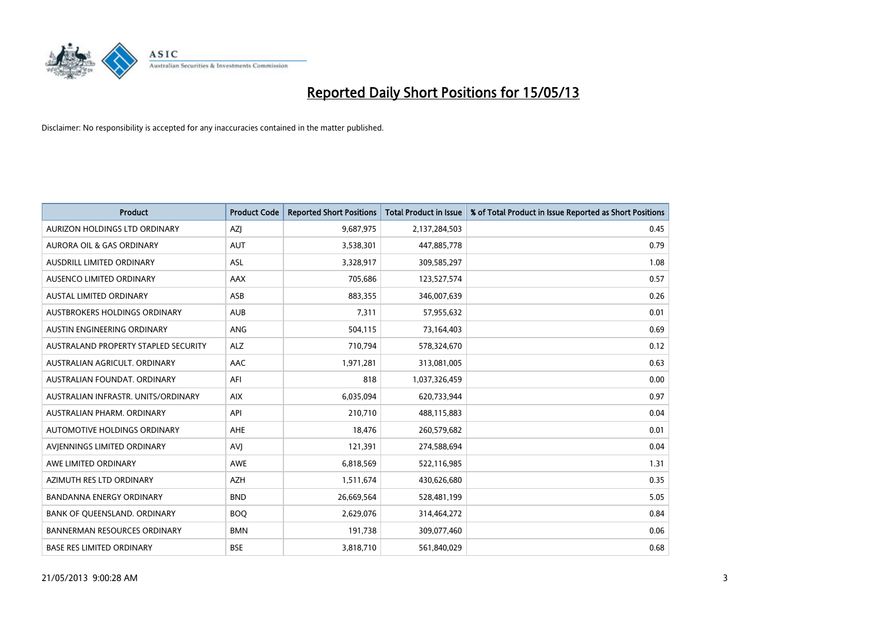# Reported Daily Short Positions for 15/05/13

Disclaimer: No responsibility is accepted for any inaccuracies contained in the matter published.

| Product | Product Code | Reported Short Positions | Total Product in Issue | % of Total Product in Issue Reported as Short Positions |
|---|---|---|---|---|
| AURIZON HOLDINGS LTD ORDINARY | AZJ | 9,687,975 | 2,137,284,503 | 0.45 |
| AURORA OIL & GAS ORDINARY | AUT | 3,538,301 | 447,885,778 | 0.79 |
| AUSDRILL LIMITED ORDINARY | ASL | 3,328,917 | 309,585,297 | 1.08 |
| AUSENCO LIMITED ORDINARY | AAX | 705,686 | 123,527,574 | 0.57 |
| AUSTAL LIMITED ORDINARY | ASB | 883,355 | 346,007,639 | 0.26 |
| AUSTBROKERS HOLDINGS ORDINARY | AUB | 7,311 | 57,955,632 | 0.01 |
| AUSTIN ENGINEERING ORDINARY | ANG | 504,115 | 73,164,403 | 0.69 |
| AUSTRALAND PROPERTY STAPLED SECURITY | ALZ | 710,794 | 578,324,670 | 0.12 |
| AUSTRALIAN AGRICULT. ORDINARY | AAC | 1,971,281 | 313,081,005 | 0.63 |
| AUSTRALIAN FOUNDAT. ORDINARY | AFI | 818 | 1,037,326,459 | 0.00 |
| AUSTRALIAN INFRASTR. UNITS/ORDINARY | AIX | 6,035,094 | 620,733,944 | 0.97 |
| AUSTRALIAN PHARM. ORDINARY | API | 210,710 | 488,115,883 | 0.04 |
| AUTOMOTIVE HOLDINGS ORDINARY | AHE | 18,476 | 260,579,682 | 0.01 |
| AVJENNINGS LIMITED ORDINARY | AVJ | 121,391 | 274,588,694 | 0.04 |
| AWE LIMITED ORDINARY | AWE | 6,818,569 | 522,116,985 | 1.31 |
| AZIMUTH RES LTD ORDINARY | AZH | 1,511,674 | 430,626,680 | 0.35 |
| BANDANNA ENERGY ORDINARY | BND | 26,669,564 | 528,481,199 | 5.05 |
| BANK OF QUEENSLAND. ORDINARY | BOQ | 2,629,076 | 314,464,272 | 0.84 |
| BANNERMAN RESOURCES ORDINARY | BMN | 191,738 | 309,077,460 | 0.06 |
| BASE RES LIMITED ORDINARY | BSE | 3,818,710 | 561,840,029 | 0.68 |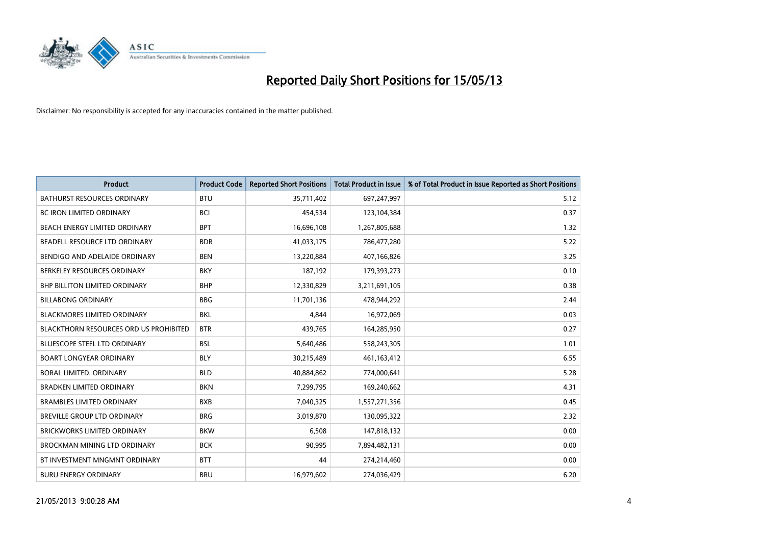# Reported Daily Short Positions for 15/05/13

Disclaimer: No responsibility is accepted for any inaccuracies contained in the matter published.

| Product | Product Code | Reported Short Positions | Total Product in Issue | % of Total Product in Issue Reported as Short Positions |
|---|---|---|---|---|
| BATHURST RESOURCES ORDINARY | BTU | 35,711,402 | 697,247,997 | 5.12 |
| BC IRON LIMITED ORDINARY | BCI | 454,534 | 123,104,384 | 0.37 |
| BEACH ENERGY LIMITED ORDINARY | BPT | 16,696,108 | 1,267,805,688 | 1.32 |
| BEADELL RESOURCE LTD ORDINARY | BDR | 41,033,175 | 786,477,280 | 5.22 |
| BENDIGO AND ADELAIDE ORDINARY | BEN | 13,220,884 | 407,166,826 | 3.25 |
| BERKELEY RESOURCES ORDINARY | BKY | 187,192 | 179,393,273 | 0.10 |
| BHP BILLITON LIMITED ORDINARY | BHP | 12,330,829 | 3,211,691,105 | 0.38 |
| BILLABONG ORDINARY | BBG | 11,701,136 | 478,944,292 | 2.44 |
| BLACKMORES LIMITED ORDINARY | BKL | 4,844 | 16,972,069 | 0.03 |
| BLACKTHORN RESOURCES ORD US PROHIBITED | BTR | 439,765 | 164,285,950 | 0.27 |
| BLUESCOPE STEEL LTD ORDINARY | BSL | 5,640,486 | 558,243,305 | 1.01 |
| BOART LONGYEAR ORDINARY | BLY | 30,215,489 | 461,163,412 | 6.55 |
| BORAL LIMITED. ORDINARY | BLD | 40,884,862 | 774,000,641 | 5.28 |
| BRADKEN LIMITED ORDINARY | BKN | 7,299,795 | 169,240,662 | 4.31 |
| BRAMBLES LIMITED ORDINARY | BXB | 7,040,325 | 1,557,271,356 | 0.45 |
| BREVILLE GROUP LTD ORDINARY | BRG | 3,019,870 | 130,095,322 | 2.32 |
| BRICKWORKS LIMITED ORDINARY | BKW | 6,508 | 147,818,132 | 0.00 |
| BROCKMAN MINING LTD ORDINARY | BCK | 90,995 | 7,894,482,131 | 0.00 |
| BT INVESTMENT MNGMNT ORDINARY | BTT | 44 | 274,214,460 | 0.00 |
| BURU ENERGY ORDINARY | BRU | 16,979,602 | 274,036,429 | 6.20 |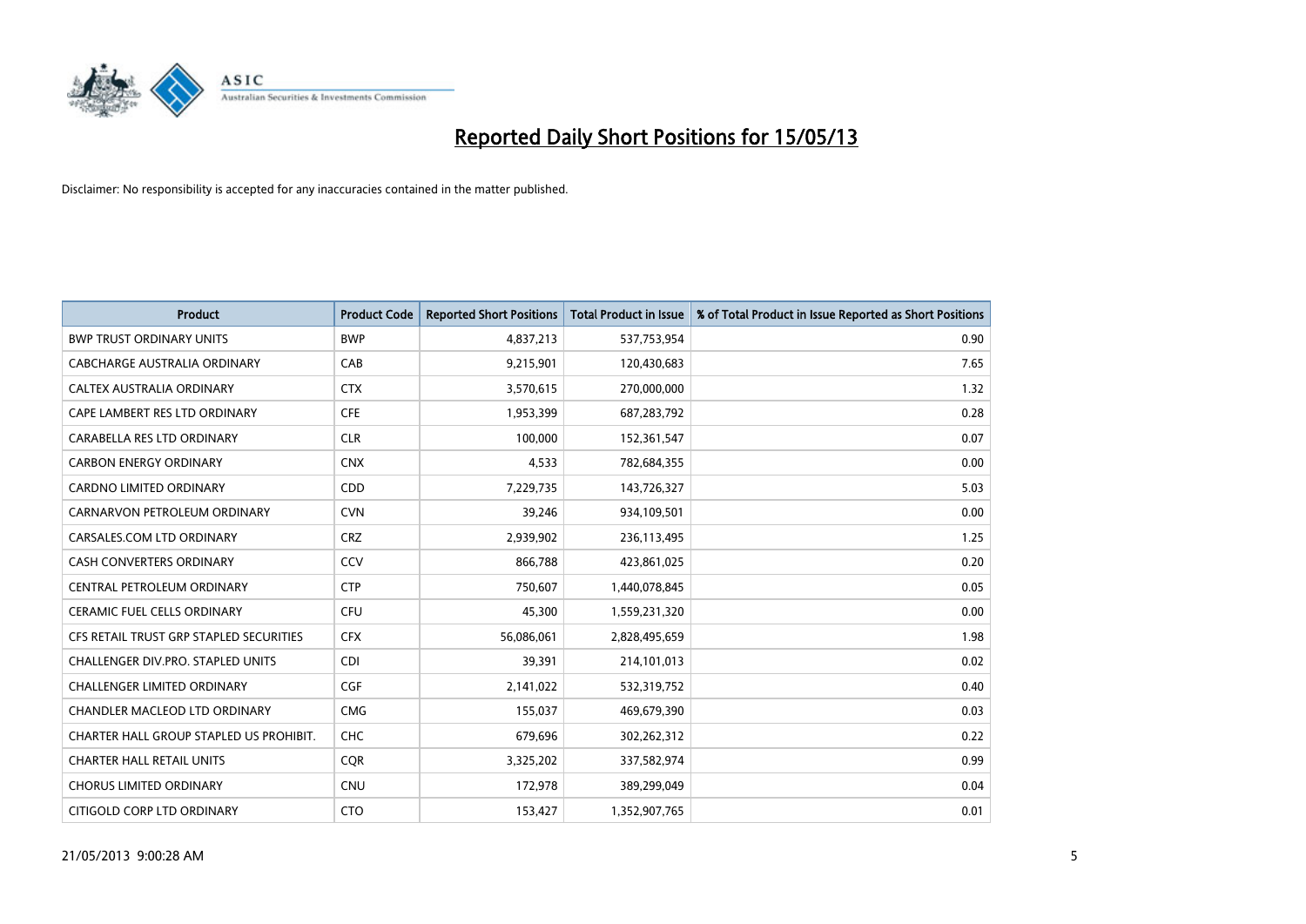# Reported Daily Short Positions for 15/05/13

Disclaimer: No responsibility is accepted for any inaccuracies contained in the matter published.

| Product | Product Code | Reported Short Positions | Total Product in Issue | % of Total Product in Issue Reported as Short Positions |
|---|---|---|---|---|
| BWP TRUST ORDINARY UNITS | BWP | 4,837,213 | 537,753,954 | 0.90 |
| CABCHARGE AUSTRALIA ORDINARY | CAB | 9,215,901 | 120,430,683 | 7.65 |
| CALTEX AUSTRALIA ORDINARY | CTX | 3,570,615 | 270,000,000 | 1.32 |
| CAPE LAMBERT RES LTD ORDINARY | CFE | 1,953,399 | 687,283,792 | 0.28 |
| CARABELLA RES LTD ORDINARY | CLR | 100,000 | 152,361,547 | 0.07 |
| CARBON ENERGY ORDINARY | CNX | 4,533 | 782,684,355 | 0.00 |
| CARDNO LIMITED ORDINARY | CDD | 7,229,735 | 143,726,327 | 5.03 |
| CARNARVON PETROLEUM ORDINARY | CVN | 39,246 | 934,109,501 | 0.00 |
| CARSALES.COM LTD ORDINARY | CRZ | 2,939,902 | 236,113,495 | 1.25 |
| CASH CONVERTERS ORDINARY | CCV | 866,788 | 423,861,025 | 0.20 |
| CENTRAL PETROLEUM ORDINARY | CTP | 750,607 | 1,440,078,845 | 0.05 |
| CERAMIC FUEL CELLS ORDINARY | CFU | 45,300 | 1,559,231,320 | 0.00 |
| CFS RETAIL TRUST GRP STAPLED SECURITIES | CFX | 56,086,061 | 2,828,495,659 | 1.98 |
| CHALLENGER DIV.PRO. STAPLED UNITS | CDI | 39,391 | 214,101,013 | 0.02 |
| CHALLENGER LIMITED ORDINARY | CGF | 2,141,022 | 532,319,752 | 0.40 |
| CHANDLER MACLEOD LTD ORDINARY | CMG | 155,037 | 469,679,390 | 0.03 |
| CHARTER HALL GROUP STAPLED US PROHIBIT. | CHC | 679,696 | 302,262,312 | 0.22 |
| CHARTER HALL RETAIL UNITS | CQR | 3,325,202 | 337,582,974 | 0.99 |
| CHORUS LIMITED ORDINARY | CNU | 172,978 | 389,299,049 | 0.04 |
| CITIGOLD CORP LTD ORDINARY | CTO | 153,427 | 1,352,907,765 | 0.01 |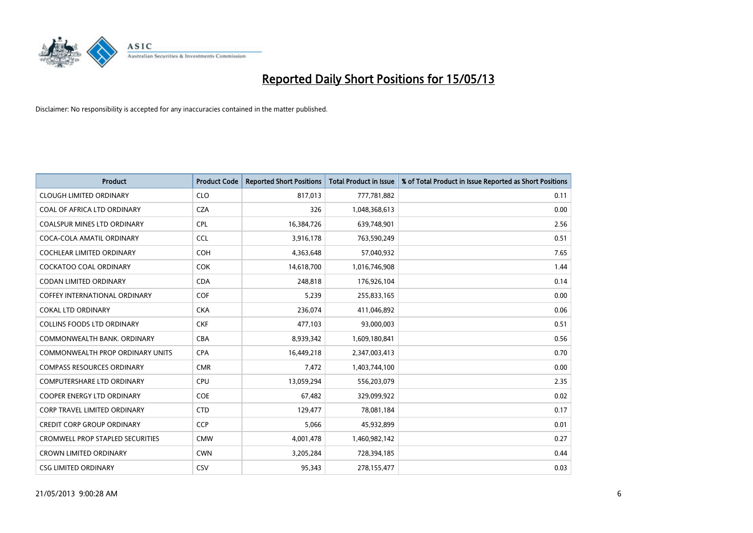# Reported Daily Short Positions for 15/05/13

Disclaimer: No responsibility is accepted for any inaccuracies contained in the matter published.

| Product | Product Code | Reported Short Positions | Total Product in Issue | % of Total Product in Issue Reported as Short Positions |
|---|---|---|---|---|
| CLOUGH LIMITED ORDINARY | CLO | 817,013 | 777,781,882 | 0.11 |
| COAL OF AFRICA LTD ORDINARY | CZA | 326 | 1,048,368,613 | 0.00 |
| COALSPUR MINES LTD ORDINARY | CPL | 16,384,726 | 639,748,901 | 2.56 |
| COCA-COLA AMATIL ORDINARY | CCL | 3,916,178 | 763,590,249 | 0.51 |
| COCHLEAR LIMITED ORDINARY | COH | 4,363,648 | 57,040,932 | 7.65 |
| COCKATOO COAL ORDINARY | COK | 14,618,700 | 1,016,746,908 | 1.44 |
| CODAN LIMITED ORDINARY | CDA | 248,818 | 176,926,104 | 0.14 |
| COFFEY INTERNATIONAL ORDINARY | COF | 5,239 | 255,833,165 | 0.00 |
| COKAL LTD ORDINARY | CKA | 236,074 | 411,046,892 | 0.06 |
| COLLINS FOODS LTD ORDINARY | CKF | 477,103 | 93,000,003 | 0.51 |
| COMMONWEALTH BANK. ORDINARY | CBA | 8,939,342 | 1,609,180,841 | 0.56 |
| COMMONWEALTH PROP ORDINARY UNITS | CPA | 16,449,218 | 2,347,003,413 | 0.70 |
| COMPASS RESOURCES ORDINARY | CMR | 7,472 | 1,403,744,100 | 0.00 |
| COMPUTERSHARE LTD ORDINARY | CPU | 13,059,294 | 556,203,079 | 2.35 |
| COOPER ENERGY LTD ORDINARY | COE | 67,482 | 329,099,922 | 0.02 |
| CORP TRAVEL LIMITED ORDINARY | CTD | 129,477 | 78,081,184 | 0.17 |
| CREDIT CORP GROUP ORDINARY | CCP | 5,066 | 45,932,899 | 0.01 |
| CROMWELL PROP STAPLED SECURITIES | CMW | 4,001,478 | 1,460,982,142 | 0.27 |
| CROWN LIMITED ORDINARY | CWN | 3,205,284 | 728,394,185 | 0.44 |
| CSG LIMITED ORDINARY | CSV | 95,343 | 278,155,477 | 0.03 |

21/05/2013 9:00:28 AM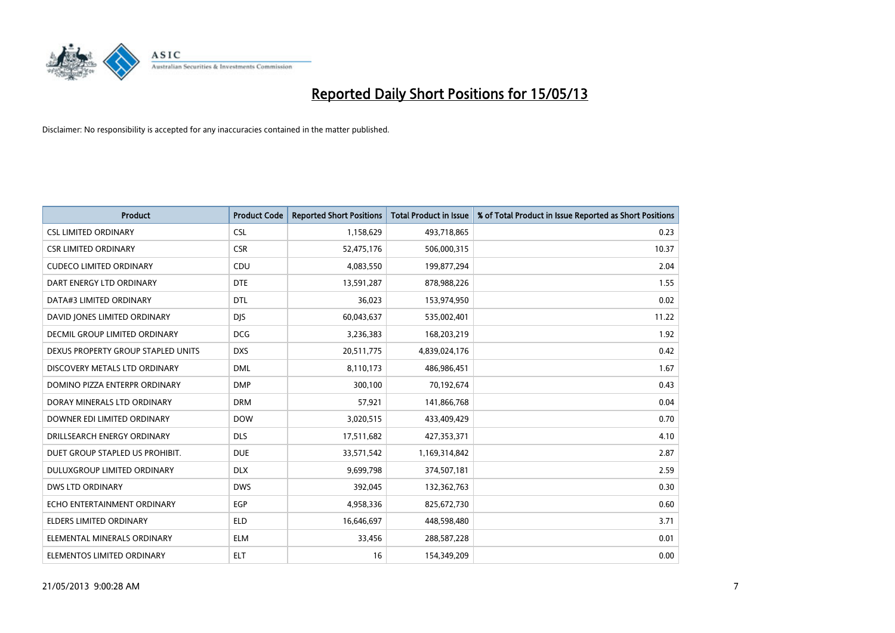# Reported Daily Short Positions for 15/05/13

Disclaimer: No responsibility is accepted for any inaccuracies contained in the matter published.

| Product | Product Code | Reported Short Positions | Total Product in Issue | % of Total Product in Issue Reported as Short Positions |
|---|---|---|---|---|
| CSL LIMITED ORDINARY | CSL | 1,158,629 | 493,718,865 | 0.23 |
| CSR LIMITED ORDINARY | CSR | 52,475,176 | 506,000,315 | 10.37 |
| CUDECO LIMITED ORDINARY | CDU | 4,083,550 | 199,877,294 | 2.04 |
| DART ENERGY LTD ORDINARY | DTE | 13,591,287 | 878,988,226 | 1.55 |
| DATA#3 LIMITED ORDINARY | DTL | 36,023 | 153,974,950 | 0.02 |
| DAVID JONES LIMITED ORDINARY | DJS | 60,043,637 | 535,002,401 | 11.22 |
| DECMIL GROUP LIMITED ORDINARY | DCG | 3,236,383 | 168,203,219 | 1.92 |
| DEXUS PROPERTY GROUP STAPLED UNITS | DXS | 20,511,775 | 4,839,024,176 | 0.42 |
| DISCOVERY METALS LTD ORDINARY | DML | 8,110,173 | 486,986,451 | 1.67 |
| DOMINO PIZZA ENTERPR ORDINARY | DMP | 300,100 | 70,192,674 | 0.43 |
| DORAY MINERALS LTD ORDINARY | DRM | 57,921 | 141,866,768 | 0.04 |
| DOWNER EDI LIMITED ORDINARY | DOW | 3,020,515 | 433,409,429 | 0.70 |
| DRILLSEARCH ENERGY ORDINARY | DLS | 17,511,682 | 427,353,371 | 4.10 |
| DUET GROUP STAPLED US PROHIBIT. | DUE | 33,571,542 | 1,169,314,842 | 2.87 |
| DULUXGROUP LIMITED ORDINARY | DLX | 9,699,798 | 374,507,181 | 2.59 |
| DWS LTD ORDINARY | DWS | 392,045 | 132,362,763 | 0.30 |
| ECHO ENTERTAINMENT ORDINARY | EGP | 4,958,336 | 825,672,730 | 0.60 |
| ELDERS LIMITED ORDINARY | ELD | 16,646,697 | 448,598,480 | 3.71 |
| ELEMENTAL MINERALS ORDINARY | ELM | 33,456 | 288,587,228 | 0.01 |
| ELEMENTOS LIMITED ORDINARY | ELT | 16 | 154,349,209 | 0.00 |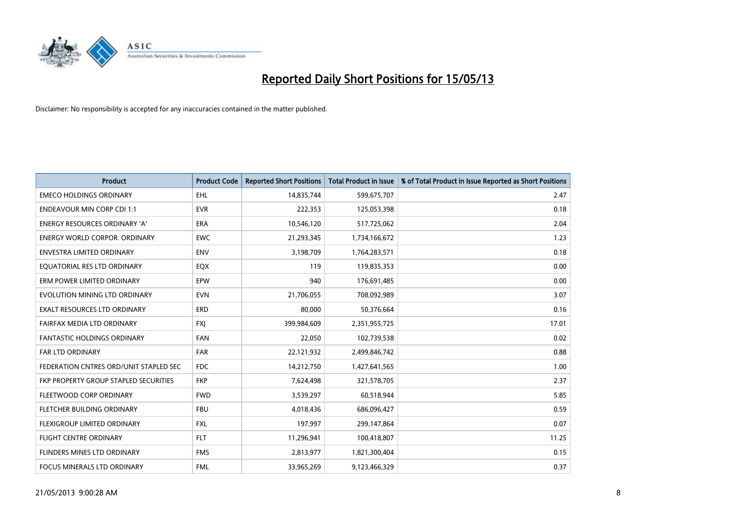# Reported Daily Short Positions for 15/05/13

Disclaimer: No responsibility is accepted for any inaccuracies contained in the matter published.

| Product | Product Code | Reported Short Positions | Total Product in Issue | % of Total Product in Issue Reported as Short Positions |
|---|---|---|---|---|
| EMECO HOLDINGS ORDINARY | EHL | 14,835,744 | 599,675,707 | 2.47 |
| ENDEAVOUR MIN CORP CDI 1:1 | EVR | 222,353 | 125,053,398 | 0.18 |
| ENERGY RESOURCES ORDINARY 'A' | ERA | 10,546,120 | 517,725,062 | 2.04 |
| ENERGY WORLD CORPOR. ORDINARY | EWC | 21,293,345 | 1,734,166,672 | 1.23 |
| ENVESTRA LIMITED ORDINARY | ENV | 3,198,709 | 1,764,283,571 | 0.18 |
| EQUATORIAL RES LTD ORDINARY | EQX | 119 | 119,835,353 | 0.00 |
| ERM POWER LIMITED ORDINARY | EPW | 940 | 176,691,485 | 0.00 |
| EVOLUTION MINING LTD ORDINARY | EVN | 21,706,055 | 708,092,989 | 3.07 |
| EXALT RESOURCES LTD ORDINARY | ERD | 80,000 | 50,376,664 | 0.16 |
| FAIRFAX MEDIA LTD ORDINARY | FXJ | 399,984,609 | 2,351,955,725 | 17.01 |
| FANTASTIC HOLDINGS ORDINARY | FAN | 22,050 | 102,739,538 | 0.02 |
| FAR LTD ORDINARY | FAR | 22,121,932 | 2,499,846,742 | 0.88 |
| FEDERATION CNTRES ORD/UNIT STAPLED SEC | FDC | 14,212,750 | 1,427,641,565 | 1.00 |
| FKP PROPERTY GROUP STAPLED SECURITIES | FKP | 7,624,498 | 321,578,705 | 2.37 |
| FLEETWOOD CORP ORDINARY | FWD | 3,539,297 | 60,518,944 | 5.85 |
| FLETCHER BUILDING ORDINARY | FBU | 4,018,436 | 686,096,427 | 0.59 |
| FLEXIGROUP LIMITED ORDINARY | FXL | 197,997 | 299,147,864 | 0.07 |
| FLIGHT CENTRE ORDINARY | FLT | 11,296,941 | 100,418,807 | 11.25 |
| FLINDERS MINES LTD ORDINARY | FMS | 2,813,977 | 1,821,300,404 | 0.15 |
| FOCUS MINERALS LTD ORDINARY | FML | 33,965,269 | 9,123,466,329 | 0.37 |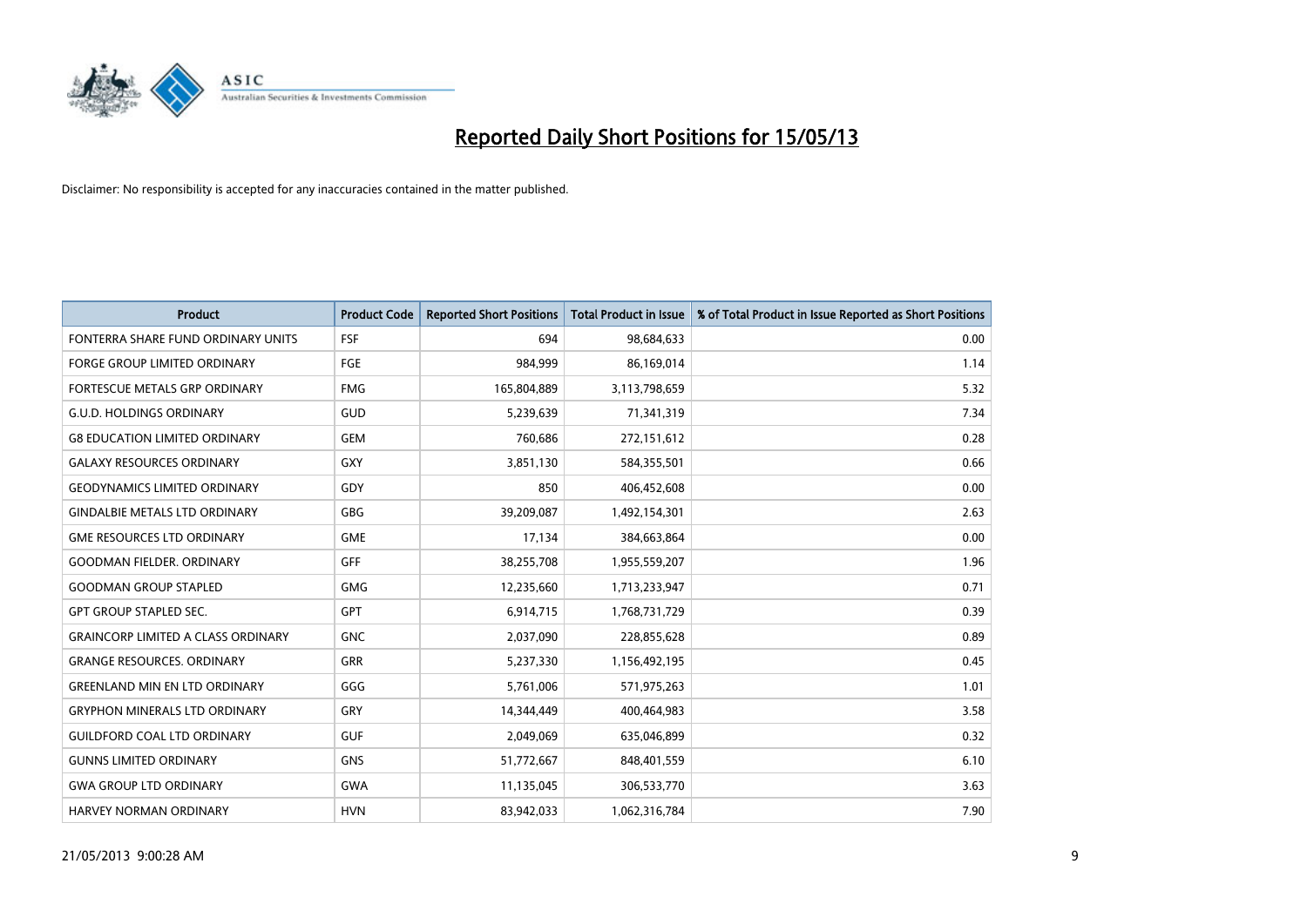# Reported Daily Short Positions for 15/05/13

Disclaimer: No responsibility is accepted for any inaccuracies contained in the matter published.

| Product | Product Code | Reported Short Positions | Total Product in Issue | % of Total Product in Issue Reported as Short Positions |
|---|---|---|---|---|
| FONTERRA SHARE FUND ORDINARY UNITS | FSF | 694 | 98,684,633 | 0.00 |
| FORGE GROUP LIMITED ORDINARY | FGE | 984,999 | 86,169,014 | 1.14 |
| FORTESCUE METALS GRP ORDINARY | FMG | 165,804,889 | 3,113,798,659 | 5.32 |
| G.U.D. HOLDINGS ORDINARY | GUD | 5,239,639 | 71,341,319 | 7.34 |
| G8 EDUCATION LIMITED ORDINARY | GEM | 760,686 | 272,151,612 | 0.28 |
| GALAXY RESOURCES ORDINARY | GXY | 3,851,130 | 584,355,501 | 0.66 |
| GEODYNAMICS LIMITED ORDINARY | GDY | 850 | 406,452,608 | 0.00 |
| GINDALBIE METALS LTD ORDINARY | GBG | 39,209,087 | 1,492,154,301 | 2.63 |
| GME RESOURCES LTD ORDINARY | GME | 17,134 | 384,663,864 | 0.00 |
| GOODMAN FIELDER. ORDINARY | GFF | 38,255,708 | 1,955,559,207 | 1.96 |
| GOODMAN GROUP STAPLED | GMG | 12,235,660 | 1,713,233,947 | 0.71 |
| GPT GROUP STAPLED SEC. | GPT | 6,914,715 | 1,768,731,729 | 0.39 |
| GRAINCORP LIMITED A CLASS ORDINARY | GNC | 2,037,090 | 228,855,628 | 0.89 |
| GRANGE RESOURCES. ORDINARY | GRR | 5,237,330 | 1,156,492,195 | 0.45 |
| GREENLAND MIN EN LTD ORDINARY | GGG | 5,761,006 | 571,975,263 | 1.01 |
| GRYPHON MINERALS LTD ORDINARY | GRY | 14,344,449 | 400,464,983 | 3.58 |
| GUILDFORD COAL LTD ORDINARY | GUF | 2,049,069 | 635,046,899 | 0.32 |
| GUNNS LIMITED ORDINARY | GNS | 51,772,667 | 848,401,559 | 6.10 |
| GWA GROUP LTD ORDINARY | GWA | 11,135,045 | 306,533,770 | 3.63 |
| HARVEY NORMAN ORDINARY | HVN | 83,942,033 | 1,062,316,784 | 7.90 |

21/05/2013 9:00:28 AM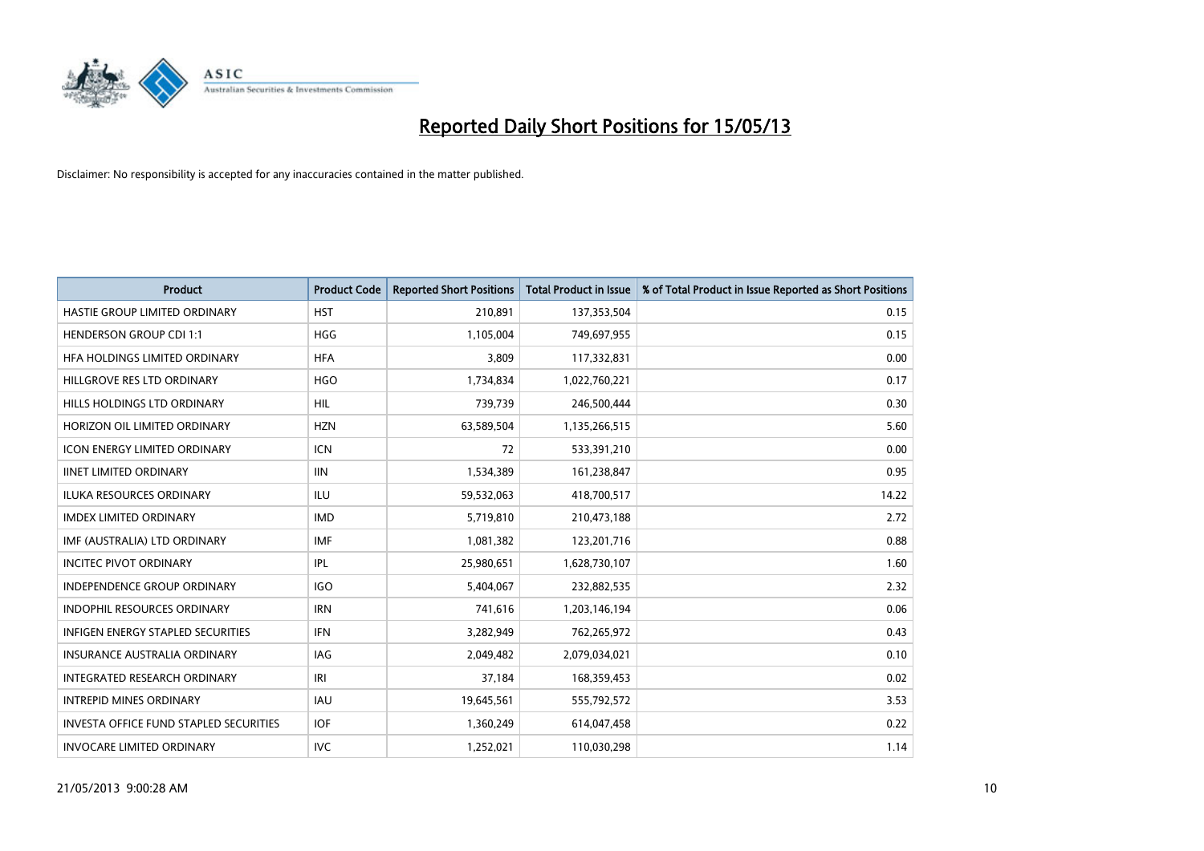# Reported Daily Short Positions for 15/05/13

Disclaimer: No responsibility is accepted for any inaccuracies contained in the matter published.

| Product | Product Code | Reported Short Positions | Total Product in Issue | % of Total Product in Issue Reported as Short Positions |
|---|---|---|---|---|
| HASTIE GROUP LIMITED ORDINARY | HST | 210,891 | 137,353,504 | 0.15 |
| HENDERSON GROUP CDI 1:1 | HGG | 1,105,004 | 749,697,955 | 0.15 |
| HFA HOLDINGS LIMITED ORDINARY | HFA | 3,809 | 117,332,831 | 0.00 |
| HILLGROVE RES LTD ORDINARY | HGO | 1,734,834 | 1,022,760,221 | 0.17 |
| HILLS HOLDINGS LTD ORDINARY | HIL | 739,739 | 246,500,444 | 0.30 |
| HORIZON OIL LIMITED ORDINARY | HZN | 63,589,504 | 1,135,266,515 | 5.60 |
| ICON ENERGY LIMITED ORDINARY | ICN | 72 | 533,391,210 | 0.00 |
| IINET LIMITED ORDINARY | IIN | 1,534,389 | 161,238,847 | 0.95 |
| ILUKA RESOURCES ORDINARY | ILU | 59,532,063 | 418,700,517 | 14.22 |
| IMDEX LIMITED ORDINARY | IMD | 5,719,810 | 210,473,188 | 2.72 |
| IMF (AUSTRALIA) LTD ORDINARY | IMF | 1,081,382 | 123,201,716 | 0.88 |
| INCITEC PIVOT ORDINARY | IPL | 25,980,651 | 1,628,730,107 | 1.60 |
| INDEPENDENCE GROUP ORDINARY | IGO | 5,404,067 | 232,882,535 | 2.32 |
| INDOPHIL RESOURCES ORDINARY | IRN | 741,616 | 1,203,146,194 | 0.06 |
| INFIGEN ENERGY STAPLED SECURITIES | IFN | 3,282,949 | 762,265,972 | 0.43 |
| INSURANCE AUSTRALIA ORDINARY | IAG | 2,049,482 | 2,079,034,021 | 0.10 |
| INTEGRATED RESEARCH ORDINARY | IRI | 37,184 | 168,359,453 | 0.02 |
| INTREPID MINES ORDINARY | IAU | 19,645,561 | 555,792,572 | 3.53 |
| INVESTA OFFICE FUND STAPLED SECURITIES | IOF | 1,360,249 | 614,047,458 | 0.22 |
| INVOCARE LIMITED ORDINARY | IVC | 1,252,021 | 110,030,298 | 1.14 |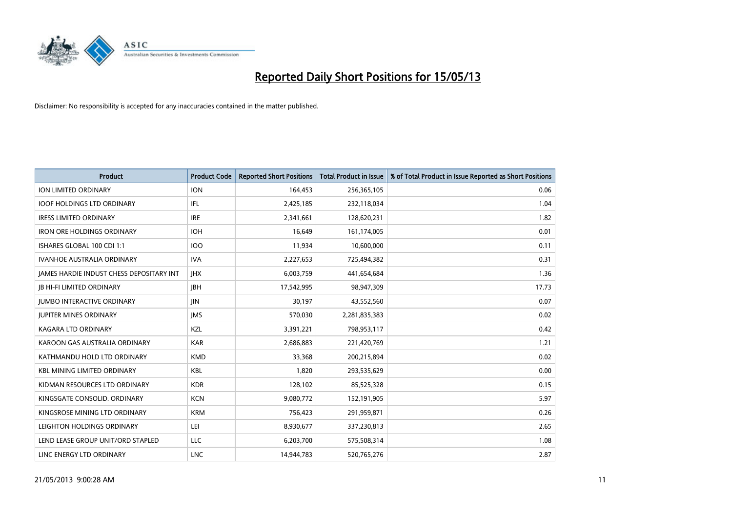# Reported Daily Short Positions for 15/05/13

Disclaimer: No responsibility is accepted for any inaccuracies contained in the matter published.

| Product | Product Code | Reported Short Positions | Total Product in Issue | % of Total Product in Issue Reported as Short Positions |
|---|---|---|---|---|
| ION LIMITED ORDINARY | ION | 164,453 | 256,365,105 | 0.06 |
| IOOF HOLDINGS LTD ORDINARY | IFL | 2,425,185 | 232,118,034 | 1.04 |
| IRESS LIMITED ORDINARY | IRE | 2,341,661 | 128,620,231 | 1.82 |
| IRON ORE HOLDINGS ORDINARY | IOH | 16,649 | 161,174,005 | 0.01 |
| ISHARES GLOBAL 100 CDI 1:1 | IOO | 11,934 | 10,600,000 | 0.11 |
| IVANHOE AUSTRALIA ORDINARY | IVA | 2,227,653 | 725,494,382 | 0.31 |
| JAMES HARDIE INDUST CHESS DEPOSITARY INT | JHX | 6,003,759 | 441,654,684 | 1.36 |
| JB HI-FI LIMITED ORDINARY | JBH | 17,542,995 | 98,947,309 | 17.73 |
| JUMBO INTERACTIVE ORDINARY | JIN | 30,197 | 43,552,560 | 0.07 |
| JUPITER MINES ORDINARY | JMS | 570,030 | 2,281,835,383 | 0.02 |
| KAGARA LTD ORDINARY | KZL | 3,391,221 | 798,953,117 | 0.42 |
| KAROON GAS AUSTRALIA ORDINARY | KAR | 2,686,883 | 221,420,769 | 1.21 |
| KATHMANDU HOLD LTD ORDINARY | KMD | 33,368 | 200,215,894 | 0.02 |
| KBL MINING LIMITED ORDINARY | KBL | 1,820 | 293,535,629 | 0.00 |
| KIDMAN RESOURCES LTD ORDINARY | KDR | 128,102 | 85,525,328 | 0.15 |
| KINGSGATE CONSOLID. ORDINARY | KCN | 9,080,772 | 152,191,905 | 5.97 |
| KINGSROSE MINING LTD ORDINARY | KRM | 756,423 | 291,959,871 | 0.26 |
| LEIGHTON HOLDINGS ORDINARY | LEI | 8,930,677 | 337,230,813 | 2.65 |
| LEND LEASE GROUP UNIT/ORD STAPLED | LLC | 6,203,700 | 575,508,314 | 1.08 |
| LINC ENERGY LTD ORDINARY | LNC | 14,944,783 | 520,765,276 | 2.87 |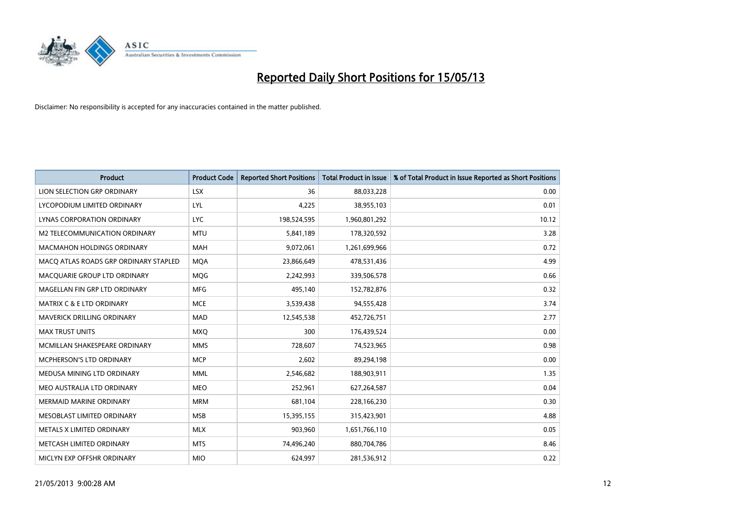# Reported Daily Short Positions for 15/05/13

Disclaimer: No responsibility is accepted for any inaccuracies contained in the matter published.

| Product | Product Code | Reported Short Positions | Total Product in Issue | % of Total Product in Issue Reported as Short Positions |
|---|---|---|---|---|
| LION SELECTION GRP ORDINARY | LSX | 36 | 88,033,228 | 0.00 |
| LYCOPODIUM LIMITED ORDINARY | LYL | 4,225 | 38,955,103 | 0.01 |
| LYNAS CORPORATION ORDINARY | LYC | 198,524,595 | 1,960,801,292 | 10.12 |
| M2 TELECOMMUNICATION ORDINARY | MTU | 5,841,189 | 178,320,592 | 3.28 |
| MACMAHON HOLDINGS ORDINARY | MAH | 9,072,061 | 1,261,699,966 | 0.72 |
| MACQ ATLAS ROADS GRP ORDINARY STAPLED | MQA | 23,866,649 | 478,531,436 | 4.99 |
| MACQUARIE GROUP LTD ORDINARY | MQG | 2,242,993 | 339,506,578 | 0.66 |
| MAGELLAN FIN GRP LTD ORDINARY | MFG | 495,140 | 152,782,876 | 0.32 |
| MATRIX C & E LTD ORDINARY | MCE | 3,539,438 | 94,555,428 | 3.74 |
| MAVERICK DRILLING ORDINARY | MAD | 12,545,538 | 452,726,751 | 2.77 |
| MAX TRUST UNITS | MXQ | 300 | 176,439,524 | 0.00 |
| MCMILLAN SHAKESPEARE ORDINARY | MMS | 728,607 | 74,523,965 | 0.98 |
| MCPHERSON'S LTD ORDINARY | MCP | 2,602 | 89,294,198 | 0.00 |
| MEDUSA MINING LTD ORDINARY | MML | 2,546,682 | 188,903,911 | 1.35 |
| MEO AUSTRALIA LTD ORDINARY | MEO | 252,961 | 627,264,587 | 0.04 |
| MERMAID MARINE ORDINARY | MRM | 681,104 | 228,166,230 | 0.30 |
| MESOBLAST LIMITED ORDINARY | MSB | 15,395,155 | 315,423,901 | 4.88 |
| METALS X LIMITED ORDINARY | MLX | 903,960 | 1,651,766,110 | 0.05 |
| METCASH LIMITED ORDINARY | MTS | 74,496,240 | 880,704,786 | 8.46 |
| MICLYN EXP OFFSHR ORDINARY | MIO | 624,997 | 281,536,912 | 0.22 |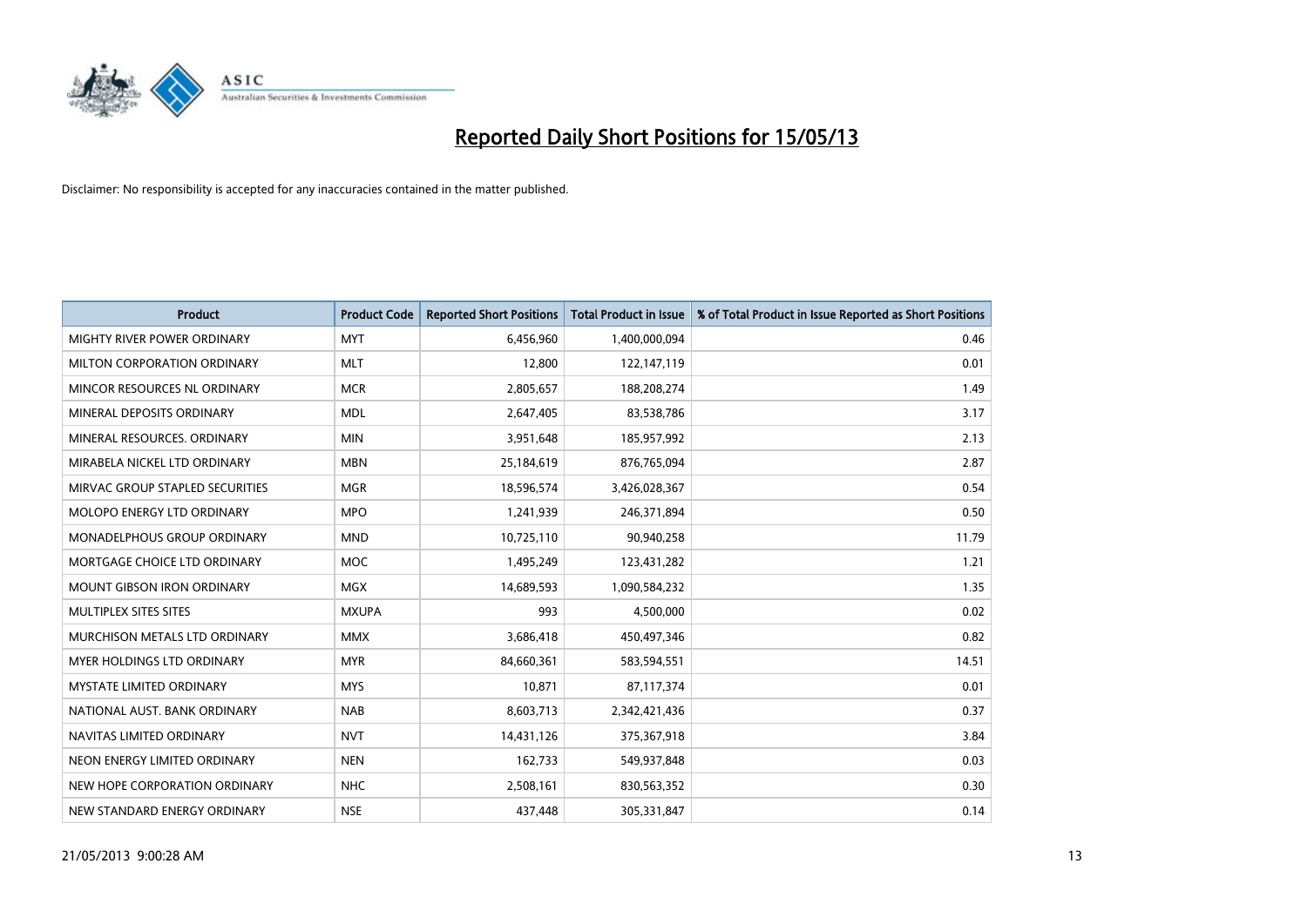# Reported Daily Short Positions for 15/05/13

Disclaimer: No responsibility is accepted for any inaccuracies contained in the matter published.

| Product | Product Code | Reported Short Positions | Total Product in Issue | % of Total Product in Issue Reported as Short Positions |
|---|---|---|---|---|
| MIGHTY RIVER POWER ORDINARY | MYT | 6,456,960 | 1,400,000,094 | 0.46 |
| MILTON CORPORATION ORDINARY | MLT | 12,800 | 122,147,119 | 0.01 |
| MINCOR RESOURCES NL ORDINARY | MCR | 2,805,657 | 188,208,274 | 1.49 |
| MINERAL DEPOSITS ORDINARY | MDL | 2,647,405 | 83,538,786 | 3.17 |
| MINERAL RESOURCES. ORDINARY | MIN | 3,951,648 | 185,957,992 | 2.13 |
| MIRABELA NICKEL LTD ORDINARY | MBN | 25,184,619 | 876,765,094 | 2.87 |
| MIRVAC GROUP STAPLED SECURITIES | MGR | 18,596,574 | 3,426,028,367 | 0.54 |
| MOLOPO ENERGY LTD ORDINARY | MPO | 1,241,939 | 246,371,894 | 0.50 |
| MONADELPHOUS GROUP ORDINARY | MND | 10,725,110 | 90,940,258 | 11.79 |
| MORTGAGE CHOICE LTD ORDINARY | MOC | 1,495,249 | 123,431,282 | 1.21 |
| MOUNT GIBSON IRON ORDINARY | MGX | 14,689,593 | 1,090,584,232 | 1.35 |
| MULTIPLEX SITES SITES | MXUPA | 993 | 4,500,000 | 0.02 |
| MURCHISON METALS LTD ORDINARY | MMX | 3,686,418 | 450,497,346 | 0.82 |
| MYER HOLDINGS LTD ORDINARY | MYR | 84,660,361 | 583,594,551 | 14.51 |
| MYSTATE LIMITED ORDINARY | MYS | 10,871 | 87,117,374 | 0.01 |
| NATIONAL AUST. BANK ORDINARY | NAB | 8,603,713 | 2,342,421,436 | 0.37 |
| NAVITAS LIMITED ORDINARY | NVT | 14,431,126 | 375,367,918 | 3.84 |
| NEON ENERGY LIMITED ORDINARY | NEN | 162,733 | 549,937,848 | 0.03 |
| NEW HOPE CORPORATION ORDINARY | NHC | 2,508,161 | 830,563,352 | 0.30 |
| NEW STANDARD ENERGY ORDINARY | NSE | 437,448 | 305,331,847 | 0.14 |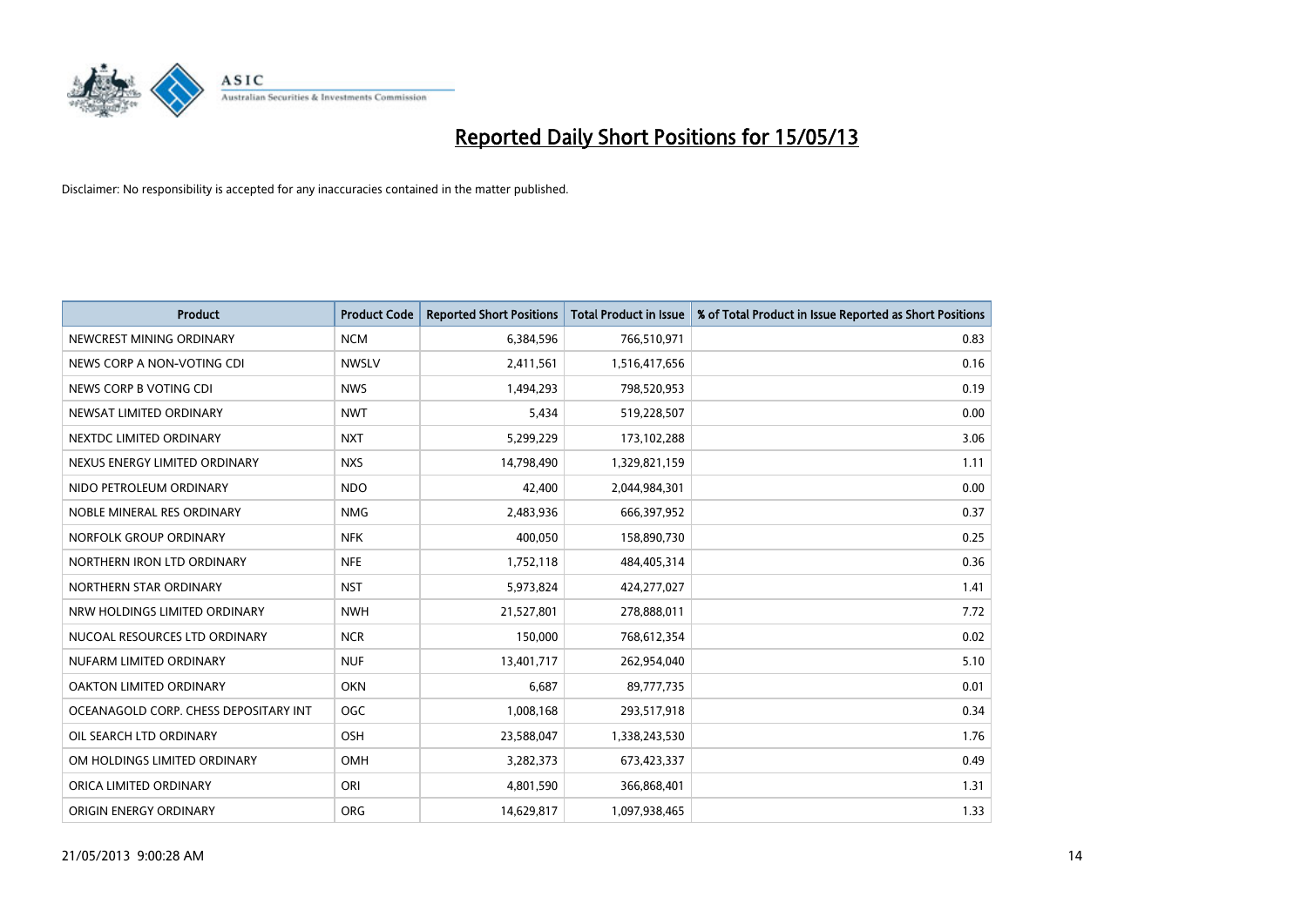# Reported Daily Short Positions for 15/05/13

Disclaimer: No responsibility is accepted for any inaccuracies contained in the matter published.

| Product | Product Code | Reported Short Positions | Total Product in Issue | % of Total Product in Issue Reported as Short Positions |
|---|---|---|---|---|
| NEWCREST MINING ORDINARY | NCM | 6,384,596 | 766,510,971 | 0.83 |
| NEWS CORP A NON-VOTING CDI | NWSLV | 2,411,561 | 1,516,417,656 | 0.16 |
| NEWS CORP B VOTING CDI | NWS | 1,494,293 | 798,520,953 | 0.19 |
| NEWSAT LIMITED ORDINARY | NWT | 5,434 | 519,228,507 | 0.00 |
| NEXTDC LIMITED ORDINARY | NXT | 5,299,229 | 173,102,288 | 3.06 |
| NEXUS ENERGY LIMITED ORDINARY | NXS | 14,798,490 | 1,329,821,159 | 1.11 |
| NIDO PETROLEUM ORDINARY | NDO | 42,400 | 2,044,984,301 | 0.00 |
| NOBLE MINERAL RES ORDINARY | NMG | 2,483,936 | 666,397,952 | 0.37 |
| NORFOLK GROUP ORDINARY | NFK | 400,050 | 158,890,730 | 0.25 |
| NORTHERN IRON LTD ORDINARY | NFE | 1,752,118 | 484,405,314 | 0.36 |
| NORTHERN STAR ORDINARY | NST | 5,973,824 | 424,277,027 | 1.41 |
| NRW HOLDINGS LIMITED ORDINARY | NWH | 21,527,801 | 278,888,011 | 7.72 |
| NUCOAL RESOURCES LTD ORDINARY | NCR | 150,000 | 768,612,354 | 0.02 |
| NUFARM LIMITED ORDINARY | NUF | 13,401,717 | 262,954,040 | 5.10 |
| OAKTON LIMITED ORDINARY | OKN | 6,687 | 89,777,735 | 0.01 |
| OCEANAGOLD CORP. CHESS DEPOSITARY INT | OGC | 1,008,168 | 293,517,918 | 0.34 |
| OIL SEARCH LTD ORDINARY | OSH | 23,588,047 | 1,338,243,530 | 1.76 |
| OM HOLDINGS LIMITED ORDINARY | OMH | 3,282,373 | 673,423,337 | 0.49 |
| ORICA LIMITED ORDINARY | ORI | 4,801,590 | 366,868,401 | 1.31 |
| ORIGIN ENERGY ORDINARY | ORG | 14,629,817 | 1,097,938,465 | 1.33 |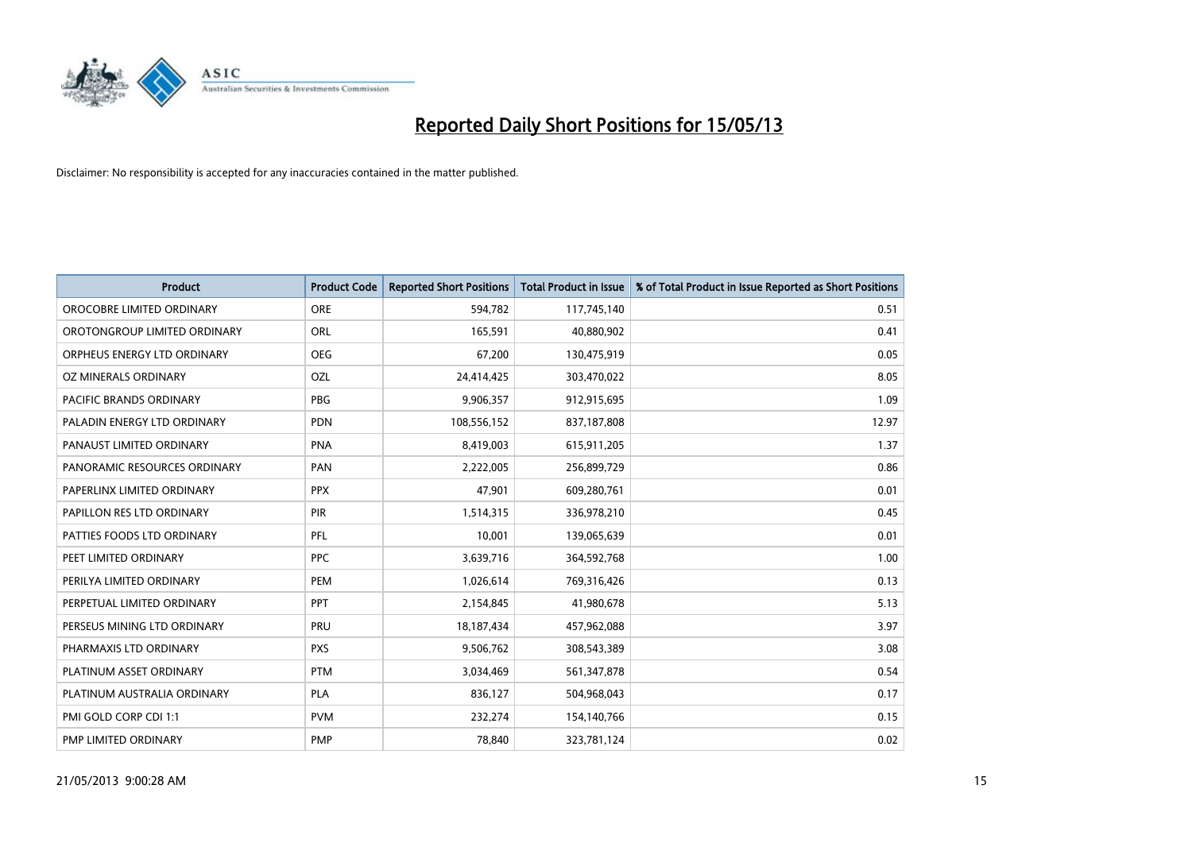# Reported Daily Short Positions for 15/05/13

Disclaimer: No responsibility is accepted for any inaccuracies contained in the matter published.

| Product | Product Code | Reported Short Positions | Total Product in Issue | % of Total Product in Issue Reported as Short Positions |
|---|---|---|---|---|
| OROCOBRE LIMITED ORDINARY | ORE | 594,782 | 117,745,140 | 0.51 |
| OROTONGROUP LIMITED ORDINARY | ORL | 165,591 | 40,880,902 | 0.41 |
| ORPHEUS ENERGY LTD ORDINARY | OEG | 67,200 | 130,475,919 | 0.05 |
| OZ MINERALS ORDINARY | OZL | 24,414,425 | 303,470,022 | 8.05 |
| PACIFIC BRANDS ORDINARY | PBG | 9,906,357 | 912,915,695 | 1.09 |
| PALADIN ENERGY LTD ORDINARY | PDN | 108,556,152 | 837,187,808 | 12.97 |
| PANAUST LIMITED ORDINARY | PNA | 8,419,003 | 615,911,205 | 1.37 |
| PANORAMIC RESOURCES ORDINARY | PAN | 2,222,005 | 256,899,729 | 0.86 |
| PAPERLINX LIMITED ORDINARY | PPX | 47,901 | 609,280,761 | 0.01 |
| PAPILLON RES LTD ORDINARY | PIR | 1,514,315 | 336,978,210 | 0.45 |
| PATTIES FOODS LTD ORDINARY | PFL | 10,001 | 139,065,639 | 0.01 |
| PEET LIMITED ORDINARY | PPC | 3,639,716 | 364,592,768 | 1.00 |
| PERILYA LIMITED ORDINARY | PEM | 1,026,614 | 769,316,426 | 0.13 |
| PERPETUAL LIMITED ORDINARY | PPT | 2,154,845 | 41,980,678 | 5.13 |
| PERSEUS MINING LTD ORDINARY | PRU | 18,187,434 | 457,962,088 | 3.97 |
| PHARMAXIS LTD ORDINARY | PXS | 9,506,762 | 308,543,389 | 3.08 |
| PLATINUM ASSET ORDINARY | PTM | 3,034,469 | 561,347,878 | 0.54 |
| PLATINUM AUSTRALIA ORDINARY | PLA | 836,127 | 504,968,043 | 0.17 |
| PMI GOLD CORP CDI 1:1 | PVM | 232,274 | 154,140,766 | 0.15 |
| PMP LIMITED ORDINARY | PMP | 78,840 | 323,781,124 | 0.02 |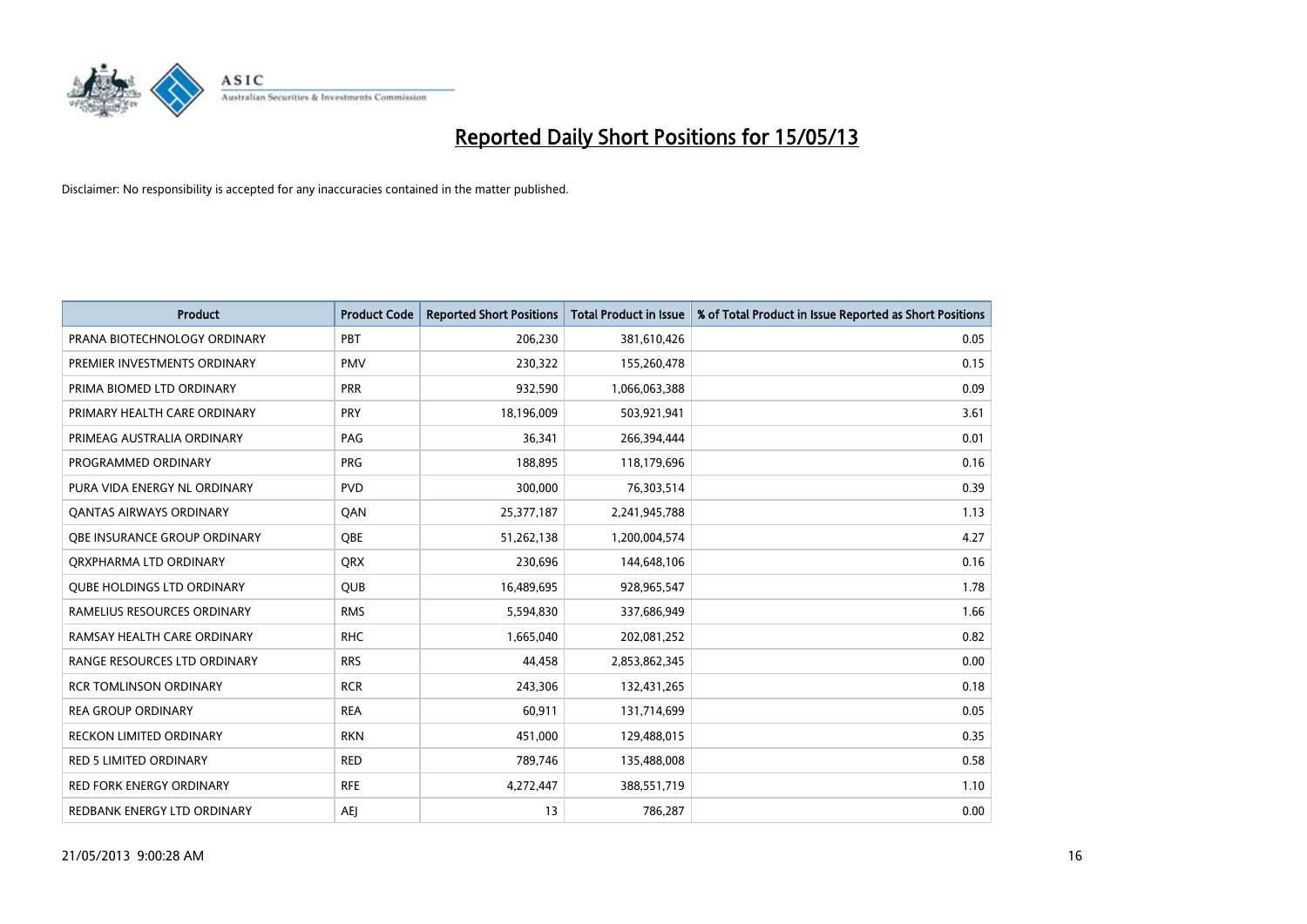# Reported Daily Short Positions for 15/05/13

Disclaimer: No responsibility is accepted for any inaccuracies contained in the matter published.

| Product | Product Code | Reported Short Positions | Total Product in Issue | % of Total Product in Issue Reported as Short Positions |
|---|---|---|---|---|
| PRANA BIOTECHNOLOGY ORDINARY | PBT | 206,230 | 381,610,426 | 0.05 |
| PREMIER INVESTMENTS ORDINARY | PMV | 230,322 | 155,260,478 | 0.15 |
| PRIMA BIOMED LTD ORDINARY | PRR | 932,590 | 1,066,063,388 | 0.09 |
| PRIMARY HEALTH CARE ORDINARY | PRY | 18,196,009 | 503,921,941 | 3.61 |
| PRIMEAG AUSTRALIA ORDINARY | PAG | 36,341 | 266,394,444 | 0.01 |
| PROGRAMMED ORDINARY | PRG | 188,895 | 118,179,696 | 0.16 |
| PURA VIDA ENERGY NL ORDINARY | PVD | 300,000 | 76,303,514 | 0.39 |
| QANTAS AIRWAYS ORDINARY | QAN | 25,377,187 | 2,241,945,788 | 1.13 |
| QBE INSURANCE GROUP ORDINARY | QBE | 51,262,138 | 1,200,004,574 | 4.27 |
| QRXPHARMA LTD ORDINARY | QRX | 230,696 | 144,648,106 | 0.16 |
| QUBE HOLDINGS LTD ORDINARY | QUB | 16,489,695 | 928,965,547 | 1.78 |
| RAMELIUS RESOURCES ORDINARY | RMS | 5,594,830 | 337,686,949 | 1.66 |
| RAMSAY HEALTH CARE ORDINARY | RHC | 1,665,040 | 202,081,252 | 0.82 |
| RANGE RESOURCES LTD ORDINARY | RRS | 44,458 | 2,853,862,345 | 0.00 |
| RCR TOMLINSON ORDINARY | RCR | 243,306 | 132,431,265 | 0.18 |
| REA GROUP ORDINARY | REA | 60,911 | 131,714,699 | 0.05 |
| RECKON LIMITED ORDINARY | RKN | 451,000 | 129,488,015 | 0.35 |
| RED 5 LIMITED ORDINARY | RED | 789,746 | 135,488,008 | 0.58 |
| RED FORK ENERGY ORDINARY | RFE | 4,272,447 | 388,551,719 | 1.10 |
| REDBANK ENERGY LTD ORDINARY | AEJ | 13 | 786,287 | 0.00 |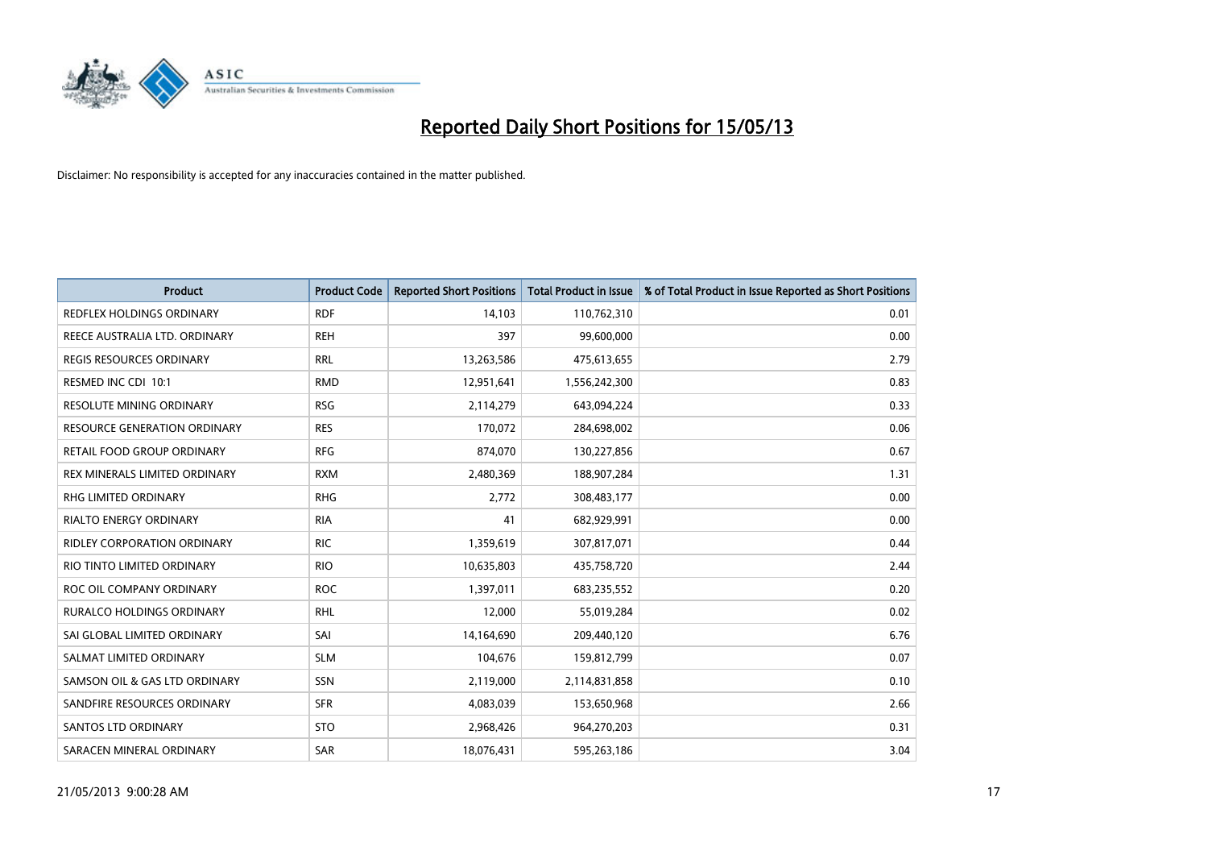# Reported Daily Short Positions for 15/05/13

Disclaimer: No responsibility is accepted for any inaccuracies contained in the matter published.

| Product | Product Code | Reported Short Positions | Total Product in Issue | % of Total Product in Issue Reported as Short Positions |
|---|---|---|---|---|
| REDFLEX HOLDINGS ORDINARY | RDF | 14,103 | 110,762,310 | 0.01 |
| REECE AUSTRALIA LTD. ORDINARY | REH | 397 | 99,600,000 | 0.00 |
| REGIS RESOURCES ORDINARY | RRL | 13,263,586 | 475,613,655 | 2.79 |
| RESMED INC CDI 10:1 | RMD | 12,951,641 | 1,556,242,300 | 0.83 |
| RESOLUTE MINING ORDINARY | RSG | 2,114,279 | 643,094,224 | 0.33 |
| RESOURCE GENERATION ORDINARY | RES | 170,072 | 284,698,002 | 0.06 |
| RETAIL FOOD GROUP ORDINARY | RFG | 874,070 | 130,227,856 | 0.67 |
| REX MINERALS LIMITED ORDINARY | RXM | 2,480,369 | 188,907,284 | 1.31 |
| RHG LIMITED ORDINARY | RHG | 2,772 | 308,483,177 | 0.00 |
| RIALTO ENERGY ORDINARY | RIA | 41 | 682,929,991 | 0.00 |
| RIDLEY CORPORATION ORDINARY | RIC | 1,359,619 | 307,817,071 | 0.44 |
| RIO TINTO LIMITED ORDINARY | RIO | 10,635,803 | 435,758,720 | 2.44 |
| ROC OIL COMPANY ORDINARY | ROC | 1,397,011 | 683,235,552 | 0.20 |
| RURALCO HOLDINGS ORDINARY | RHL | 12,000 | 55,019,284 | 0.02 |
| SAI GLOBAL LIMITED ORDINARY | SAI | 14,164,690 | 209,440,120 | 6.76 |
| SALMAT LIMITED ORDINARY | SLM | 104,676 | 159,812,799 | 0.07 |
| SAMSON OIL & GAS LTD ORDINARY | SSN | 2,119,000 | 2,114,831,858 | 0.10 |
| SANDFIRE RESOURCES ORDINARY | SFR | 4,083,039 | 153,650,968 | 2.66 |
| SANTOS LTD ORDINARY | STO | 2,968,426 | 964,270,203 | 0.31 |
| SARACEN MINERAL ORDINARY | SAR | 18,076,431 | 595,263,186 | 3.04 |

21/05/2013 9:00:28 AM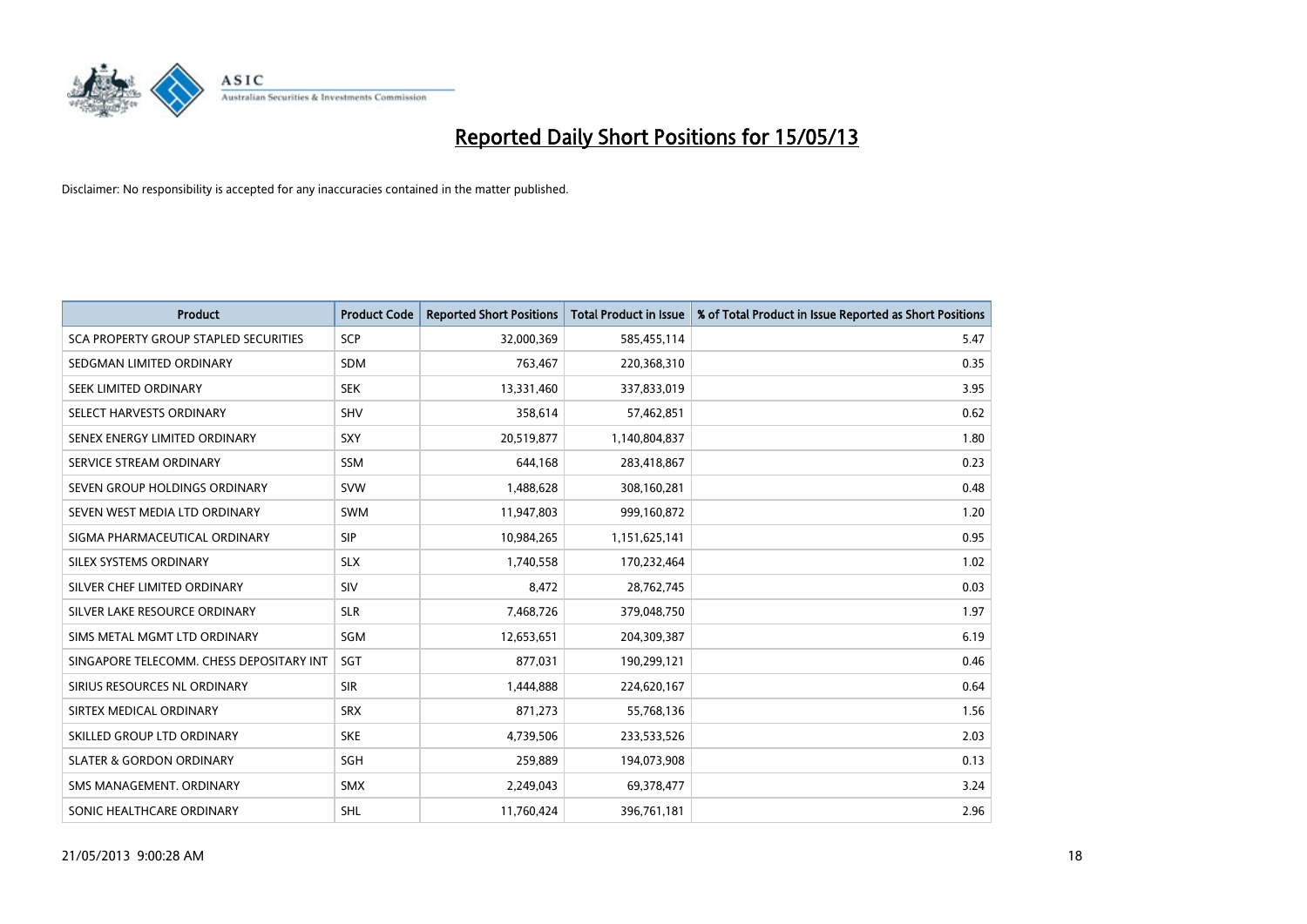# Reported Daily Short Positions for 15/05/13

Disclaimer: No responsibility is accepted for any inaccuracies contained in the matter published.

| Product | Product Code | Reported Short Positions | Total Product in Issue | % of Total Product in Issue Reported as Short Positions |
|---|---|---|---|---|
| SCA PROPERTY GROUP STAPLED SECURITIES | SCP | 32,000,369 | 585,455,114 | 5.47 |
| SEDGMAN LIMITED ORDINARY | SDM | 763,467 | 220,368,310 | 0.35 |
| SEEK LIMITED ORDINARY | SEK | 13,331,460 | 337,833,019 | 3.95 |
| SELECT HARVESTS ORDINARY | SHV | 358,614 | 57,462,851 | 0.62 |
| SENEX ENERGY LIMITED ORDINARY | SXY | 20,519,877 | 1,140,804,837 | 1.80 |
| SERVICE STREAM ORDINARY | SSM | 644,168 | 283,418,867 | 0.23 |
| SEVEN GROUP HOLDINGS ORDINARY | SVW | 1,488,628 | 308,160,281 | 0.48 |
| SEVEN WEST MEDIA LTD ORDINARY | SWM | 11,947,803 | 999,160,872 | 1.20 |
| SIGMA PHARMACEUTICAL ORDINARY | SIP | 10,984,265 | 1,151,625,141 | 0.95 |
| SILEX SYSTEMS ORDINARY | SLX | 1,740,558 | 170,232,464 | 1.02 |
| SILVER CHEF LIMITED ORDINARY | SIV | 8,472 | 28,762,745 | 0.03 |
| SILVER LAKE RESOURCE ORDINARY | SLR | 7,468,726 | 379,048,750 | 1.97 |
| SIMS METAL MGMT LTD ORDINARY | SGM | 12,653,651 | 204,309,387 | 6.19 |
| SINGAPORE TELECOMM. CHESS DEPOSITARY INT | SGT | 877,031 | 190,299,121 | 0.46 |
| SIRIUS RESOURCES NL ORDINARY | SIR | 1,444,888 | 224,620,167 | 0.64 |
| SIRTEX MEDICAL ORDINARY | SRX | 871,273 | 55,768,136 | 1.56 |
| SKILLED GROUP LTD ORDINARY | SKE | 4,739,506 | 233,533,526 | 2.03 |
| SLATER & GORDON ORDINARY | SGH | 259,889 | 194,073,908 | 0.13 |
| SMS MANAGEMENT. ORDINARY | SMX | 2,249,043 | 69,378,477 | 3.24 |
| SONIC HEALTHCARE ORDINARY | SHL | 11,760,424 | 396,761,181 | 2.96 |

21/05/2013 9:00:28 AM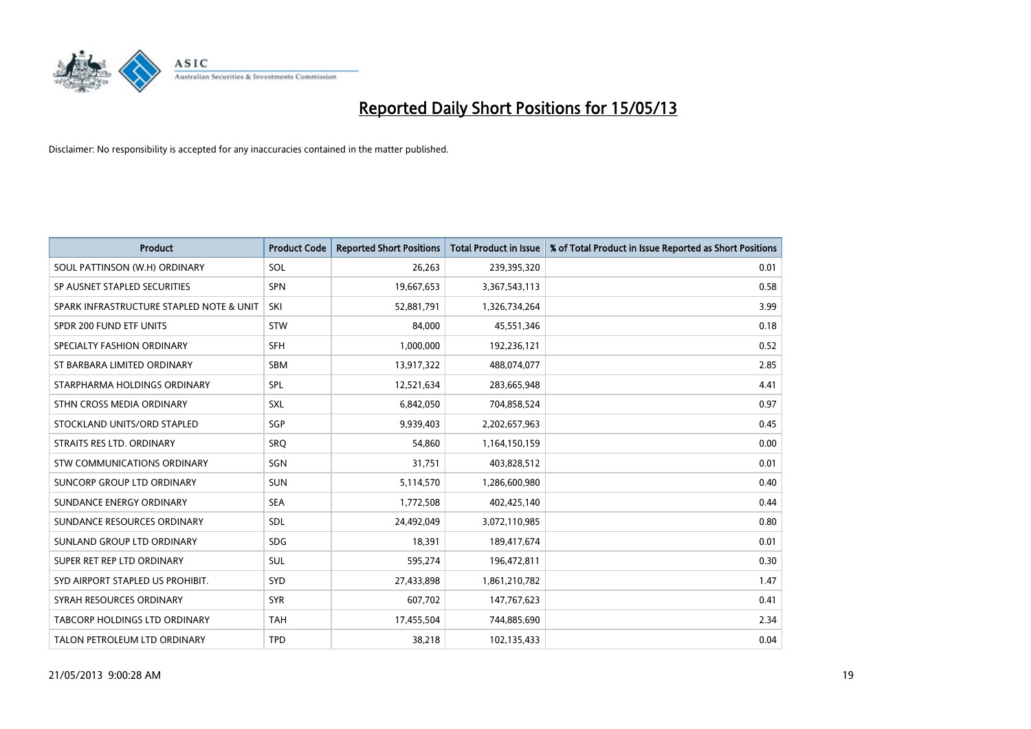# Reported Daily Short Positions for 15/05/13

Disclaimer: No responsibility is accepted for any inaccuracies contained in the matter published.

| Product | Product Code | Reported Short Positions | Total Product in Issue | % of Total Product in Issue Reported as Short Positions |
|---|---|---|---|---|
| SOUL PATTINSON (W.H) ORDINARY | SOL | 26,263 | 239,395,320 | 0.01 |
| SP AUSNET STAPLED SECURITIES | SPN | 19,667,653 | 3,367,543,113 | 0.58 |
| SPARK INFRASTRUCTURE STAPLED NOTE & UNIT | SKI | 52,881,791 | 1,326,734,264 | 3.99 |
| SPDR 200 FUND ETF UNITS | STW | 84,000 | 45,551,346 | 0.18 |
| SPECIALTY FASHION ORDINARY | SFH | 1,000,000 | 192,236,121 | 0.52 |
| ST BARBARA LIMITED ORDINARY | SBM | 13,917,322 | 488,074,077 | 2.85 |
| STARPHARMA HOLDINGS ORDINARY | SPL | 12,521,634 | 283,665,948 | 4.41 |
| STHN CROSS MEDIA ORDINARY | SXL | 6,842,050 | 704,858,524 | 0.97 |
| STOCKLAND UNITS/ORD STAPLED | SGP | 9,939,403 | 2,202,657,963 | 0.45 |
| STRAITS RES LTD. ORDINARY | SRQ | 54,860 | 1,164,150,159 | 0.00 |
| STW COMMUNICATIONS ORDINARY | SGN | 31,751 | 403,828,512 | 0.01 |
| SUNCORP GROUP LTD ORDINARY | SUN | 5,114,570 | 1,286,600,980 | 0.40 |
| SUNDANCE ENERGY ORDINARY | SEA | 1,772,508 | 402,425,140 | 0.44 |
| SUNDANCE RESOURCES ORDINARY | SDL | 24,492,049 | 3,072,110,985 | 0.80 |
| SUNLAND GROUP LTD ORDINARY | SDG | 18,391 | 189,417,674 | 0.01 |
| SUPER RET REP LTD ORDINARY | SUL | 595,274 | 196,472,811 | 0.30 |
| SYD AIRPORT STAPLED US PROHIBIT. | SYD | 27,433,898 | 1,861,210,782 | 1.47 |
| SYRAH RESOURCES ORDINARY | SYR | 607,702 | 147,767,623 | 0.41 |
| TABCORP HOLDINGS LTD ORDINARY | TAH | 17,455,504 | 744,885,690 | 2.34 |
| TALON PETROLEUM LTD ORDINARY | TPD | 38,218 | 102,135,433 | 0.04 |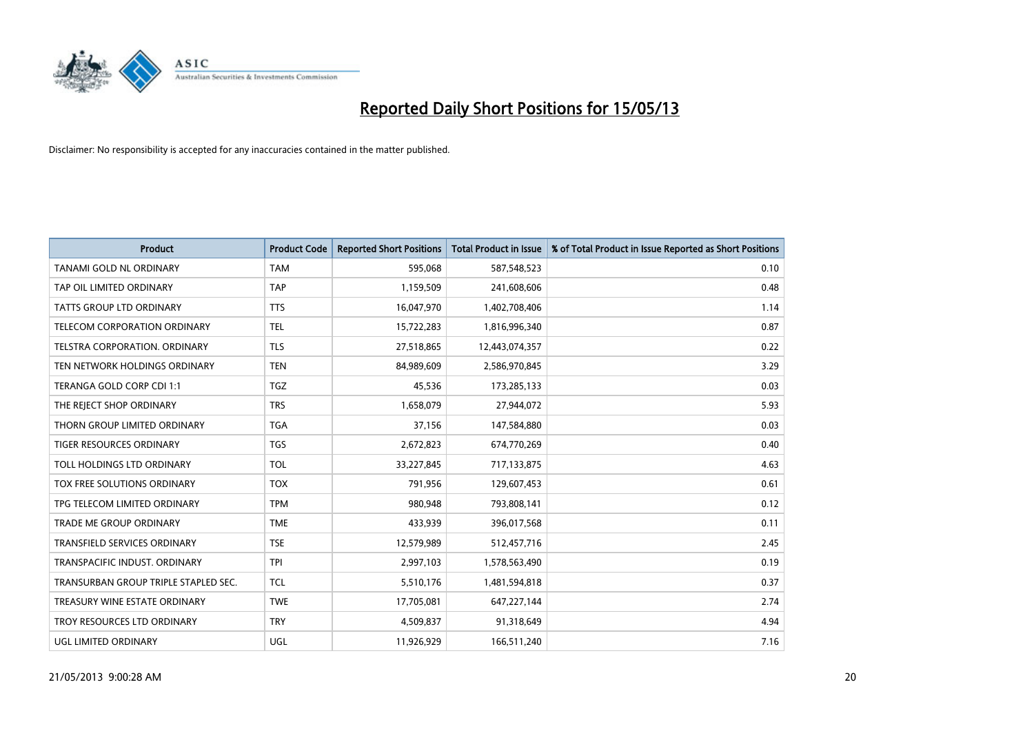# Reported Daily Short Positions for 15/05/13

Disclaimer: No responsibility is accepted for any inaccuracies contained in the matter published.

| Product | Product Code | Reported Short Positions | Total Product in Issue | % of Total Product in Issue Reported as Short Positions |
|---|---|---|---|---|
| TANAMI GOLD NL ORDINARY | TAM | 595,068 | 587,548,523 | 0.10 |
| TAP OIL LIMITED ORDINARY | TAP | 1,159,509 | 241,608,606 | 0.48 |
| TATTS GROUP LTD ORDINARY | TTS | 16,047,970 | 1,402,708,406 | 1.14 |
| TELECOM CORPORATION ORDINARY | TEL | 15,722,283 | 1,816,996,340 | 0.87 |
| TELSTRA CORPORATION. ORDINARY | TLS | 27,518,865 | 12,443,074,357 | 0.22 |
| TEN NETWORK HOLDINGS ORDINARY | TEN | 84,989,609 | 2,586,970,845 | 3.29 |
| TERANGA GOLD CORP CDI 1:1 | TGZ | 45,536 | 173,285,133 | 0.03 |
| THE REJECT SHOP ORDINARY | TRS | 1,658,079 | 27,944,072 | 5.93 |
| THORN GROUP LIMITED ORDINARY | TGA | 37,156 | 147,584,880 | 0.03 |
| TIGER RESOURCES ORDINARY | TGS | 2,672,823 | 674,770,269 | 0.40 |
| TOLL HOLDINGS LTD ORDINARY | TOL | 33,227,845 | 717,133,875 | 4.63 |
| TOX FREE SOLUTIONS ORDINARY | TOX | 791,956 | 129,607,453 | 0.61 |
| TPG TELECOM LIMITED ORDINARY | TPM | 980,948 | 793,808,141 | 0.12 |
| TRADE ME GROUP ORDINARY | TME | 433,939 | 396,017,568 | 0.11 |
| TRANSFIELD SERVICES ORDINARY | TSE | 12,579,989 | 512,457,716 | 2.45 |
| TRANSPACIFIC INDUST. ORDINARY | TPI | 2,997,103 | 1,578,563,490 | 0.19 |
| TRANSURBAN GROUP TRIPLE STAPLED SEC. | TCL | 5,510,176 | 1,481,594,818 | 0.37 |
| TREASURY WINE ESTATE ORDINARY | TWE | 17,705,081 | 647,227,144 | 2.74 |
| TROY RESOURCES LTD ORDINARY | TRY | 4,509,837 | 91,318,649 | 4.94 |
| UGL LIMITED ORDINARY | UGL | 11,926,929 | 166,511,240 | 7.16 |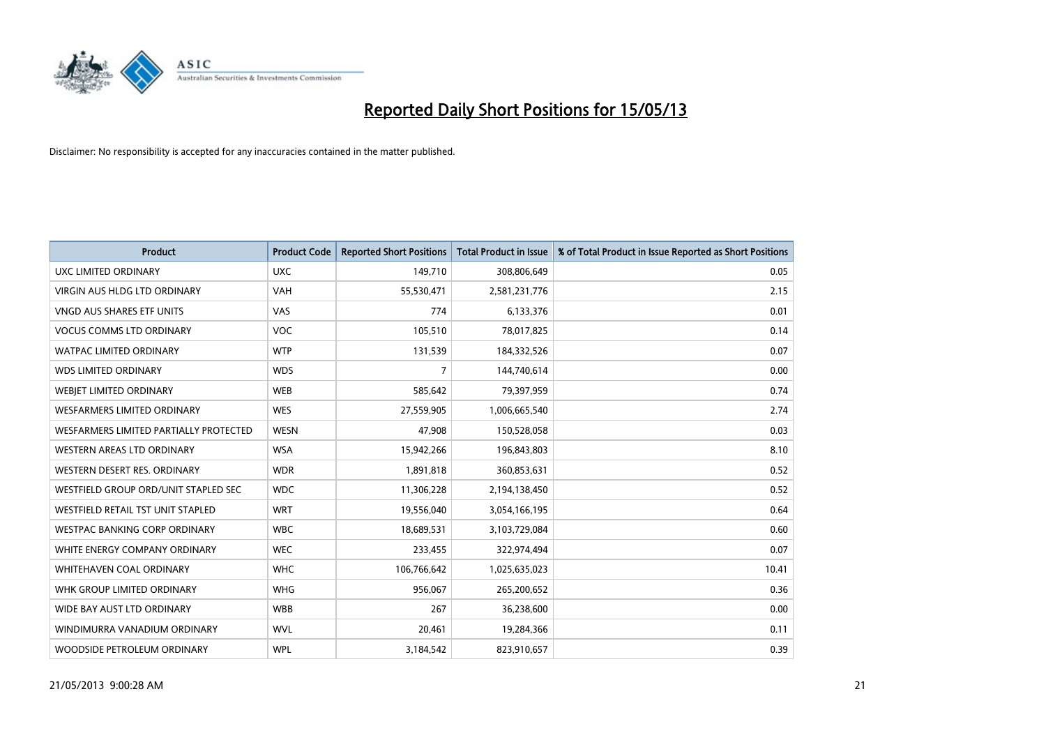# Reported Daily Short Positions for 15/05/13

Disclaimer: No responsibility is accepted for any inaccuracies contained in the matter published.

| Product | Product Code | Reported Short Positions | Total Product in Issue | % of Total Product in Issue Reported as Short Positions |
|---|---|---|---|---|
| UXC LIMITED ORDINARY | UXC | 149,710 | 308,806,649 | 0.05 |
| VIRGIN AUS HLDG LTD ORDINARY | VAH | 55,530,471 | 2,581,231,776 | 2.15 |
| VNGD AUS SHARES ETF UNITS | VAS | 774 | 6,133,376 | 0.01 |
| VOCUS COMMS LTD ORDINARY | VOC | 105,510 | 78,017,825 | 0.14 |
| WATPAC LIMITED ORDINARY | WTP | 131,539 | 184,332,526 | 0.07 |
| WDS LIMITED ORDINARY | WDS | 7 | 144,740,614 | 0.00 |
| WEBJET LIMITED ORDINARY | WEB | 585,642 | 79,397,959 | 0.74 |
| WESFARMERS LIMITED ORDINARY | WES | 27,559,905 | 1,006,665,540 | 2.74 |
| WESFARMERS LIMITED PARTIALLY PROTECTED | WESN | 47,908 | 150,528,058 | 0.03 |
| WESTERN AREAS LTD ORDINARY | WSA | 15,942,266 | 196,843,803 | 8.10 |
| WESTERN DESERT RES. ORDINARY | WDR | 1,891,818 | 360,853,631 | 0.52 |
| WESTFIELD GROUP ORD/UNIT STAPLED SEC | WDC | 11,306,228 | 2,194,138,450 | 0.52 |
| WESTFIELD RETAIL TST UNIT STAPLED | WRT | 19,556,040 | 3,054,166,195 | 0.64 |
| WESTPAC BANKING CORP ORDINARY | WBC | 18,689,531 | 3,103,729,084 | 0.60 |
| WHITE ENERGY COMPANY ORDINARY | WEC | 233,455 | 322,974,494 | 0.07 |
| WHITEHAVEN COAL ORDINARY | WHC | 106,766,642 | 1,025,635,023 | 10.41 |
| WHK GROUP LIMITED ORDINARY | WHG | 956,067 | 265,200,652 | 0.36 |
| WIDE BAY AUST LTD ORDINARY | WBB | 267 | 36,238,600 | 0.00 |
| WINDIMURRA VANADIUM ORDINARY | WVL | 20,461 | 19,284,366 | 0.11 |
| WOODSIDE PETROLEUM ORDINARY | WPL | 3,184,542 | 823,910,657 | 0.39 |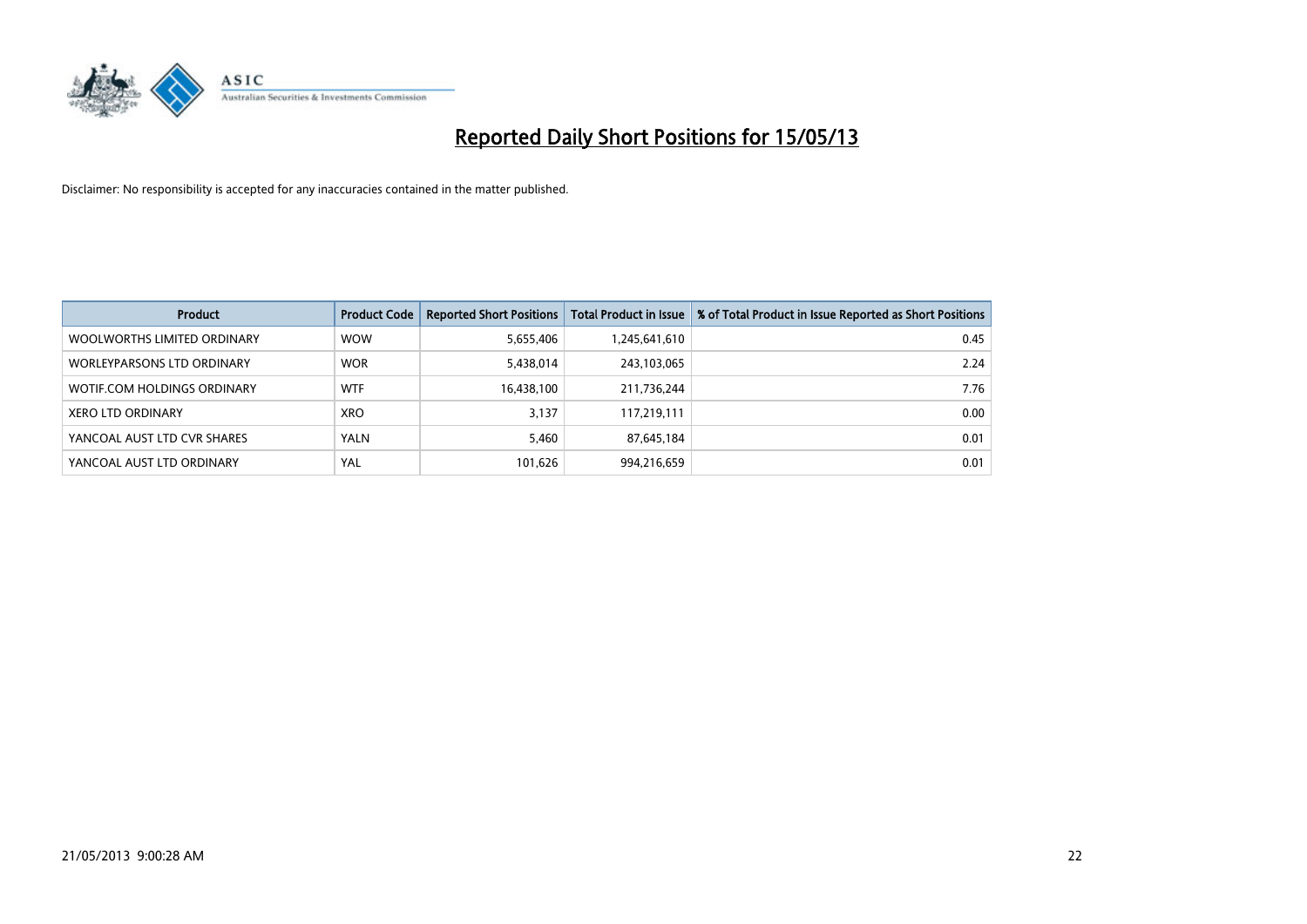# Reported Daily Short Positions for 15/05/13

Disclaimer: No responsibility is accepted for any inaccuracies contained in the matter published.

| Product | Product Code | Reported Short Positions | Total Product in Issue | % of Total Product in Issue Reported as Short Positions |
|---|---|---|---|---|
| WOOLWORTHS LIMITED ORDINARY | WOW | 5,655,406 | 1,245,641,610 | 0.45 |
| WORLEYPARSONS LTD ORDINARY | WOR | 5,438,014 | 243,103,065 | 2.24 |
| WOTIF.COM HOLDINGS ORDINARY | WTF | 16,438,100 | 211,736,244 | 7.76 |
| XERO LTD ORDINARY | XRO | 3,137 | 117,219,111 | 0.00 |
| YANCOAL AUST LTD CVR SHARES | YALN | 5,460 | 87,645,184 | 0.01 |
| YANCOAL AUST LTD ORDINARY | YAL | 101,626 | 994,216,659 | 0.01 |